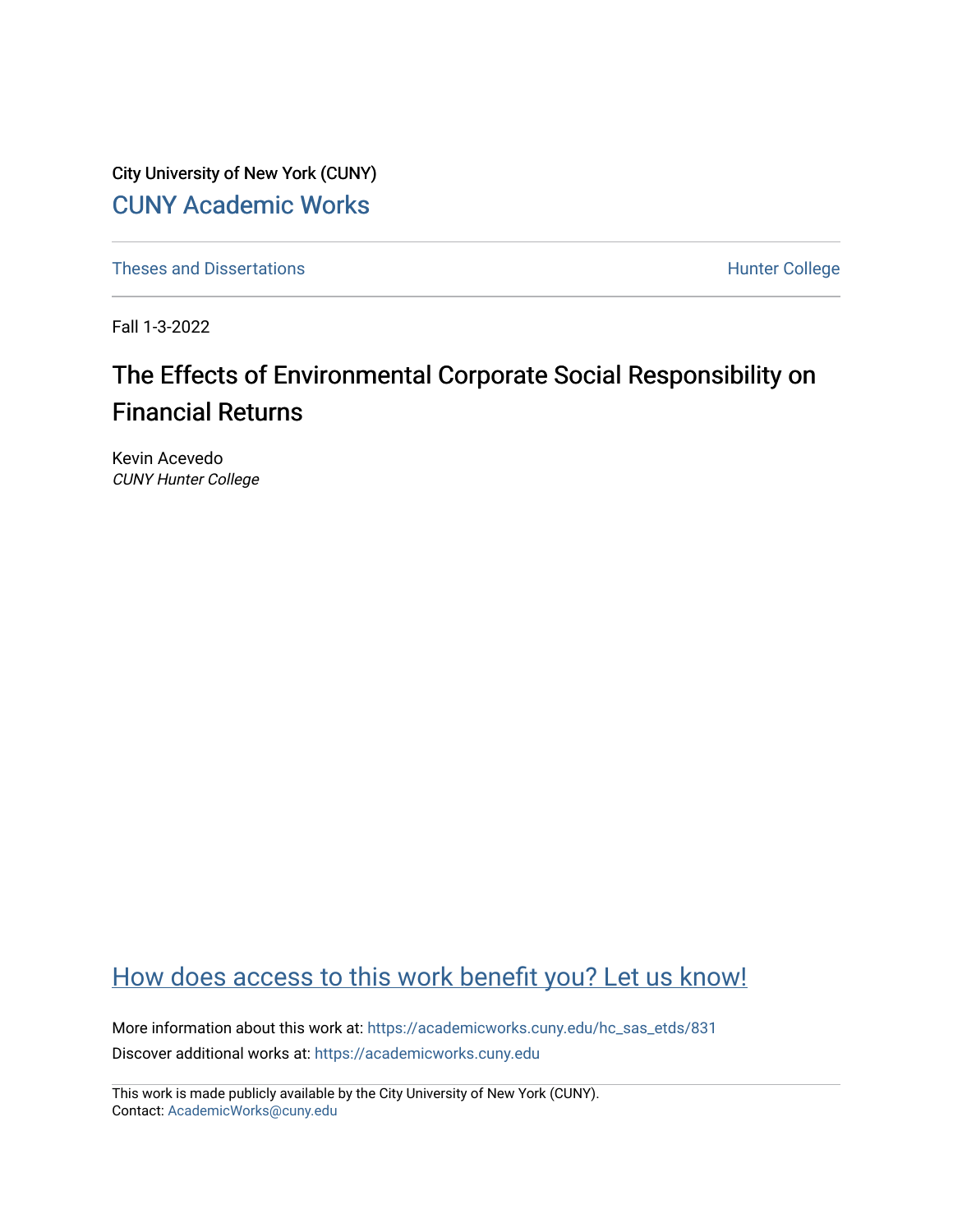City University of New York (CUNY)

CUNY Academic Works

Theses and Dissertations

Hunter College

Fall 1-3-2022

# The Effects of Environmental Corporate Social Responsibility on Financial Returns

Kevin Acevedo
*CUNY Hunter College*

How does access to this work benefit you? Let us know!

More information about this work at: https://academicworks.cuny.edu/hc_sas_etds/831
Discover additional works at: https://academicworks.cuny.edu

This work is made publicly available by the City University of New York (CUNY).
Contact: AcademicWorks@cuny.edu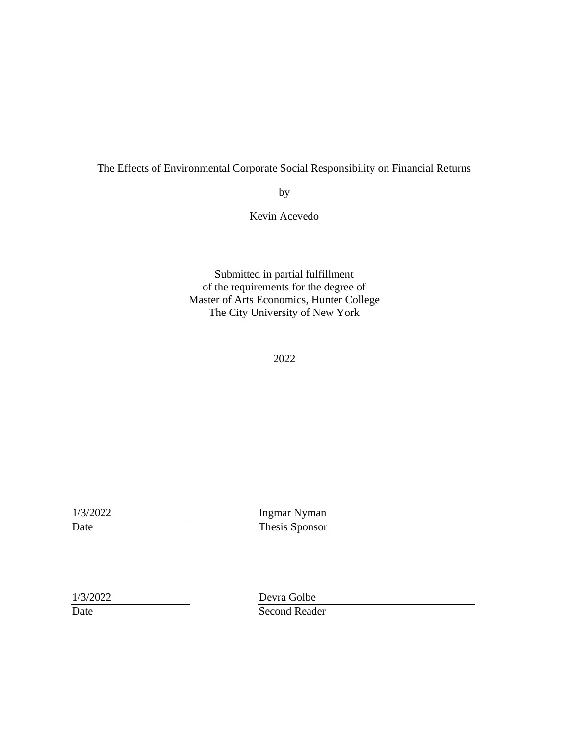The Effects of Environmental Corporate Social Responsibility on Financial Returns

by

Kevin Acevedo

Submitted in partial fulfillment
of the requirements for the degree of
Master of Arts Economics, Hunter College
The City University of New York

2022

| | |
|---|---|
| 1/3/2022 | Ingmar Nyman |
| Date | Thesis Sponsor |

| | |
|---|---|
| 1/3/2022 | Devra Golbe |
| Date | Second Reader |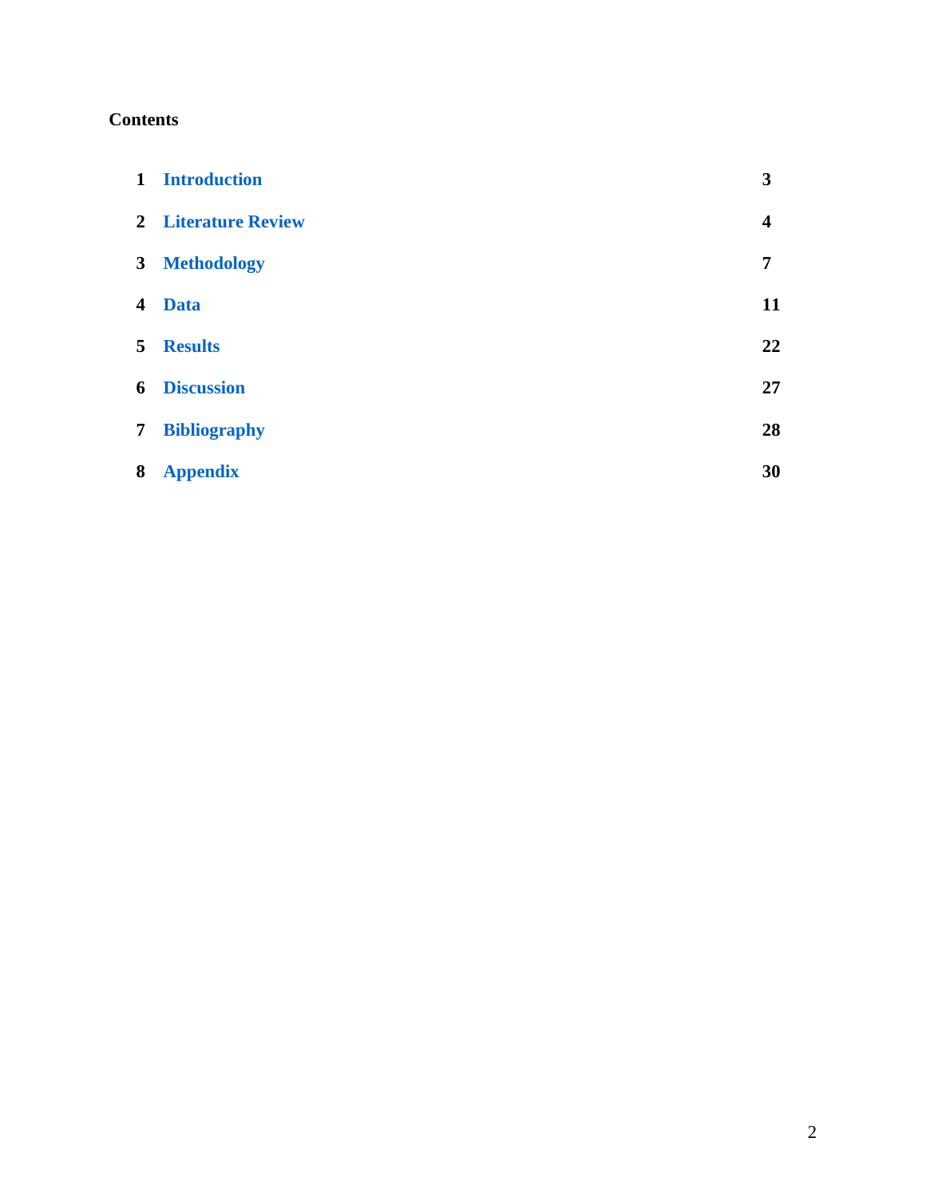**Contents**

| | | |
|---|---|---|
| 1 | Introduction | 3 |
| 2 | Literature Review | 4 |
| 3 | Methodology | 7 |
| 4 | Data | 11 |
| 5 | Results | 22 |
| 6 | Discussion | 27 |
| 7 | Bibliography | 28 |
| 8 | Appendix | 30 |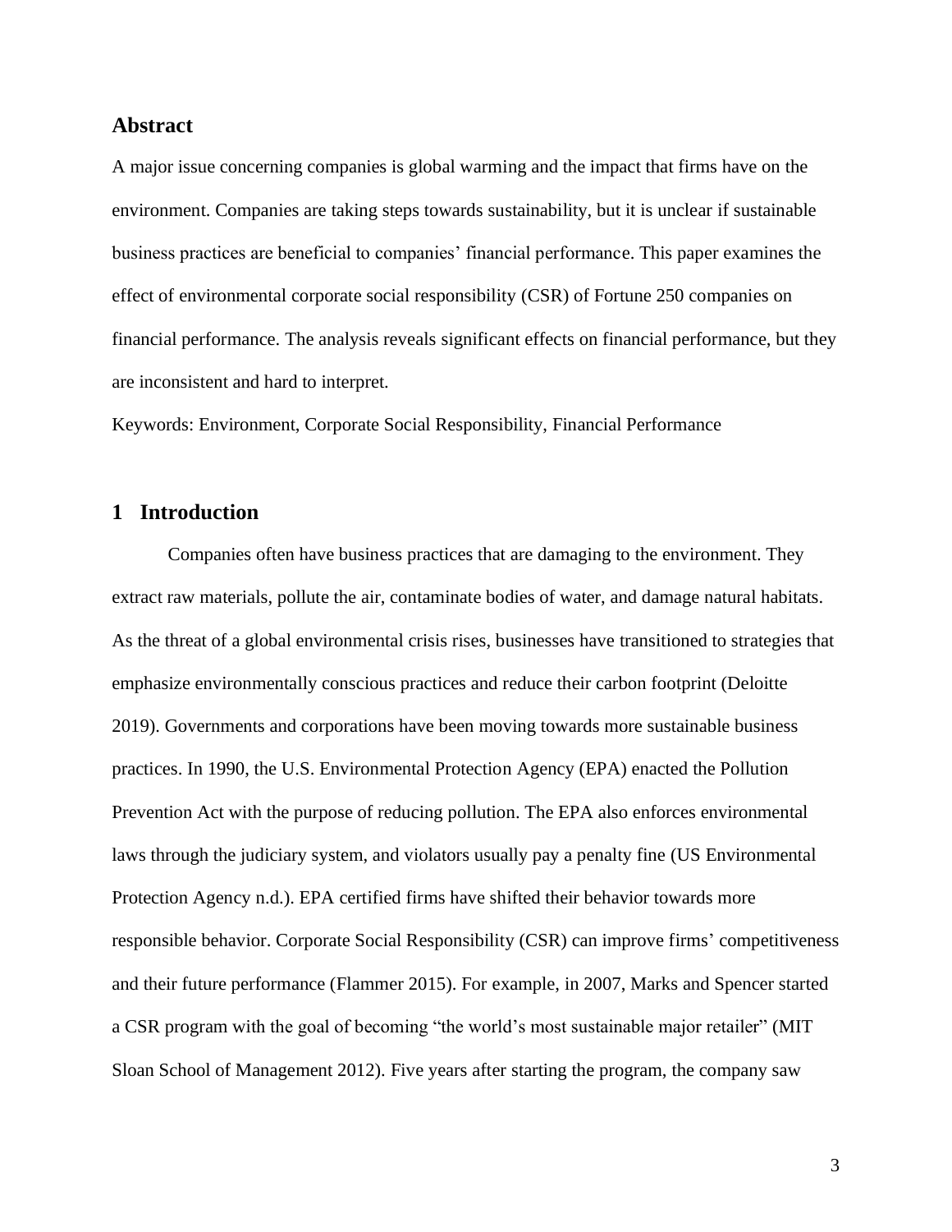## Abstract

A major issue concerning companies is global warming and the impact that firms have on the environment. Companies are taking steps towards sustainability, but it is unclear if sustainable business practices are beneficial to companies' financial performance. This paper examines the effect of environmental corporate social responsibility (CSR) of Fortune 250 companies on financial performance. The analysis reveals significant effects on financial performance, but they are inconsistent and hard to interpret.

Keywords: Environment, Corporate Social Responsibility, Financial Performance

## 1 Introduction

Companies often have business practices that are damaging to the environment. They extract raw materials, pollute the air, contaminate bodies of water, and damage natural habitats. As the threat of a global environmental crisis rises, businesses have transitioned to strategies that emphasize environmentally conscious practices and reduce their carbon footprint (Deloitte 2019). Governments and corporations have been moving towards more sustainable business practices. In 1990, the U.S. Environmental Protection Agency (EPA) enacted the Pollution Prevention Act with the purpose of reducing pollution. The EPA also enforces environmental laws through the judiciary system, and violators usually pay a penalty fine (US Environmental Protection Agency n.d.). EPA certified firms have shifted their behavior towards more responsible behavior. Corporate Social Responsibility (CSR) can improve firms' competitiveness and their future performance (Flammer 2015). For example, in 2007, Marks and Spencer started a CSR program with the goal of becoming "the world's most sustainable major retailer" (MIT Sloan School of Management 2012). Five years after starting the program, the company saw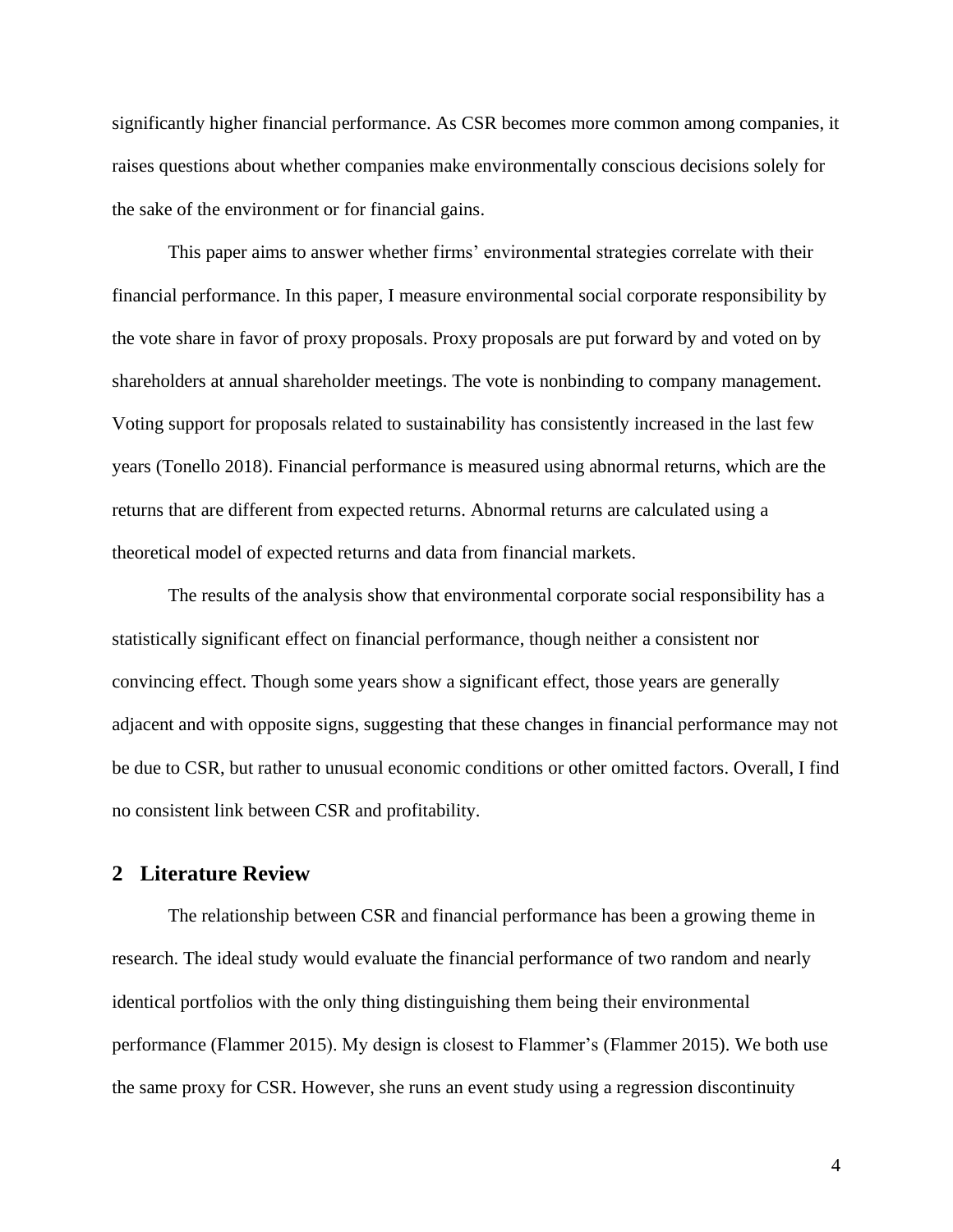significantly higher financial performance. As CSR becomes more common among companies, it raises questions about whether companies make environmentally conscious decisions solely for the sake of the environment or for financial gains.

This paper aims to answer whether firms' environmental strategies correlate with their financial performance. In this paper, I measure environmental social corporate responsibility by the vote share in favor of proxy proposals. Proxy proposals are put forward by and voted on by shareholders at annual shareholder meetings. The vote is nonbinding to company management. Voting support for proposals related to sustainability has consistently increased in the last few years (Tonello 2018). Financial performance is measured using abnormal returns, which are the returns that are different from expected returns. Abnormal returns are calculated using a theoretical model of expected returns and data from financial markets.

The results of the analysis show that environmental corporate social responsibility has a statistically significant effect on financial performance, though neither a consistent nor convincing effect. Though some years show a significant effect, those years are generally adjacent and with opposite signs, suggesting that these changes in financial performance may not be due to CSR, but rather to unusual economic conditions or other omitted factors. Overall, I find no consistent link between CSR and profitability.

## 2 Literature Review

The relationship between CSR and financial performance has been a growing theme in research. The ideal study would evaluate the financial performance of two random and nearly identical portfolios with the only thing distinguishing them being their environmental performance (Flammer 2015). My design is closest to Flammer's (Flammer 2015). We both use the same proxy for CSR. However, she runs an event study using a regression discontinuity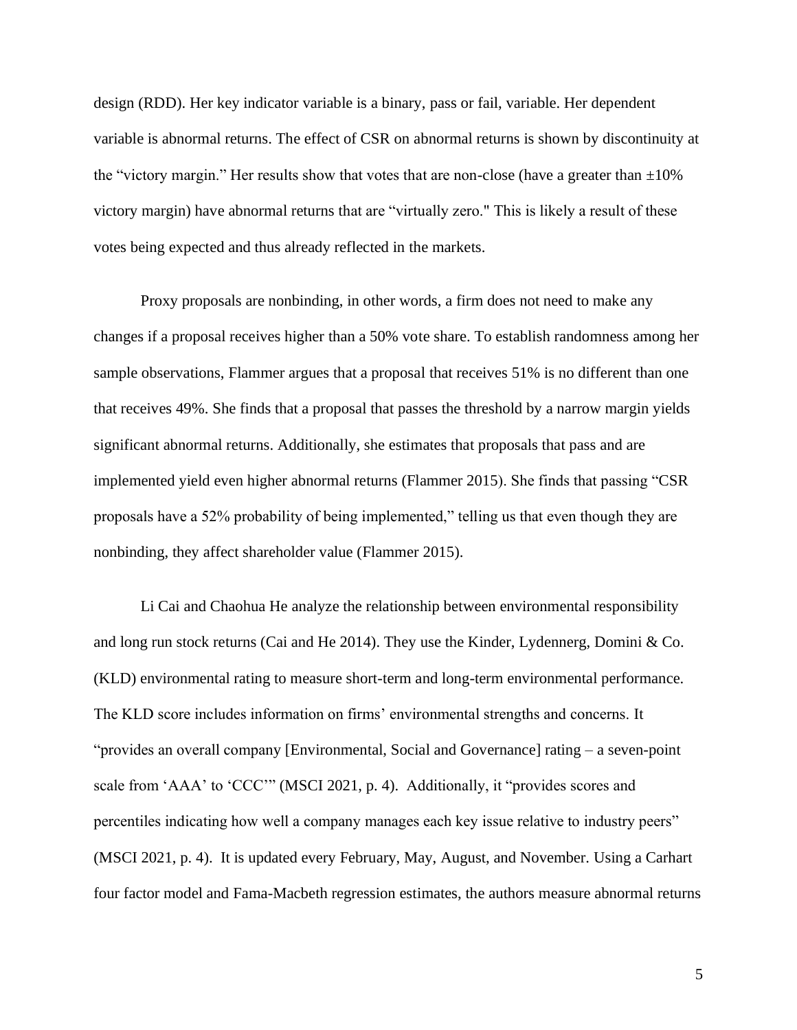design (RDD). Her key indicator variable is a binary, pass or fail, variable. Her dependent variable is abnormal returns. The effect of CSR on abnormal returns is shown by discontinuity at the "victory margin." Her results show that votes that are non-close (have a greater than ±10% victory margin) have abnormal returns that are "virtually zero." This is likely a result of these votes being expected and thus already reflected in the markets.

Proxy proposals are nonbinding, in other words, a firm does not need to make any changes if a proposal receives higher than a 50% vote share. To establish randomness among her sample observations, Flammer argues that a proposal that receives 51% is no different than one that receives 49%. She finds that a proposal that passes the threshold by a narrow margin yields significant abnormal returns. Additionally, she estimates that proposals that pass and are implemented yield even higher abnormal returns (Flammer 2015). She finds that passing "CSR proposals have a 52% probability of being implemented," telling us that even though they are nonbinding, they affect shareholder value (Flammer 2015).

Li Cai and Chaohua He analyze the relationship between environmental responsibility and long run stock returns (Cai and He 2014). They use the Kinder, Lydennerg, Domini & Co. (KLD) environmental rating to measure short-term and long-term environmental performance. The KLD score includes information on firms' environmental strengths and concerns. It "provides an overall company [Environmental, Social and Governance] rating – a seven-point scale from 'AAA' to 'CCC'" (MSCI 2021, p. 4). Additionally, it "provides scores and percentiles indicating how well a company manages each key issue relative to industry peers" (MSCI 2021, p. 4). It is updated every February, May, August, and November. Using a Carhart four factor model and Fama-Macbeth regression estimates, the authors measure abnormal returns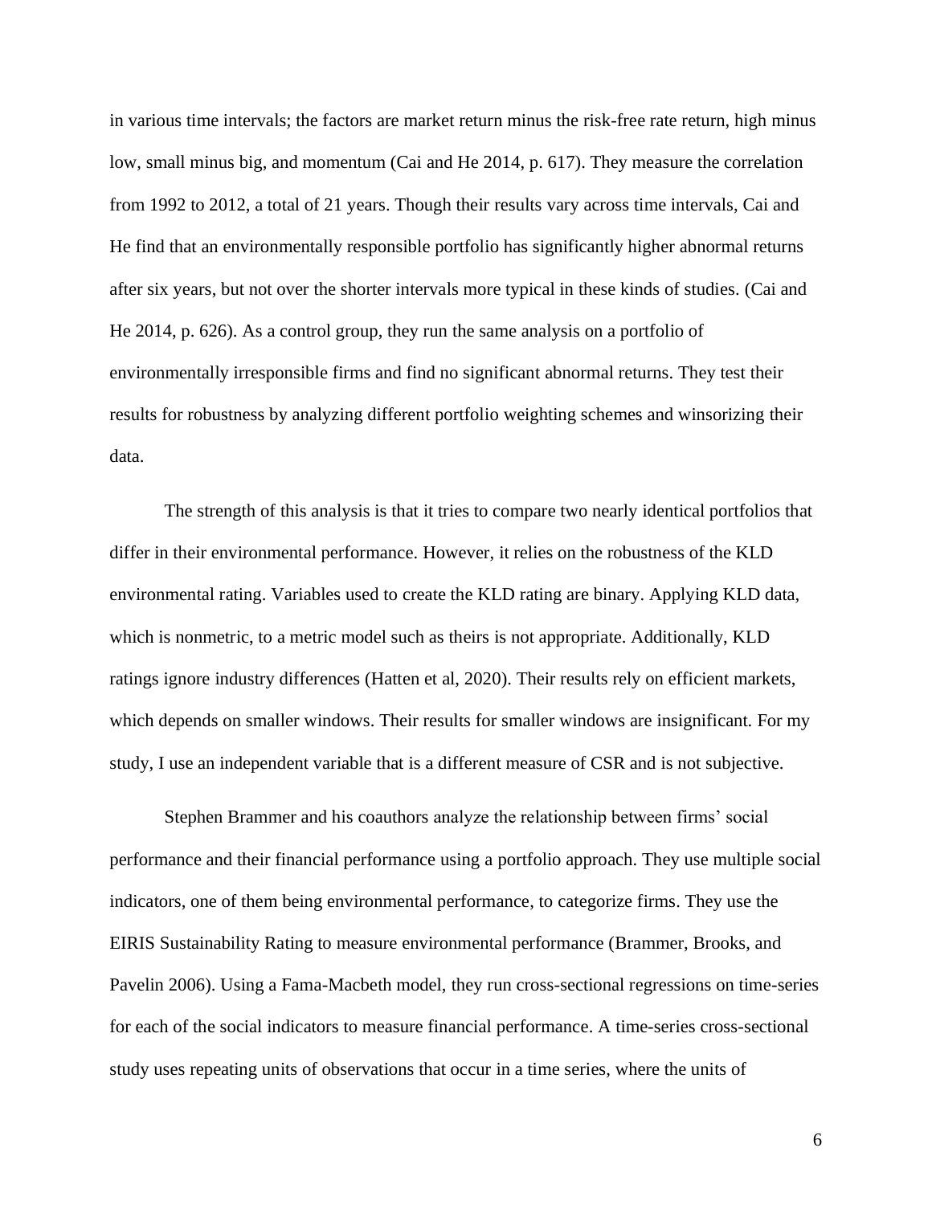in various time intervals; the factors are market return minus the risk-free rate return, high minus low, small minus big, and momentum (Cai and He 2014, p. 617). They measure the correlation from 1992 to 2012, a total of 21 years. Though their results vary across time intervals, Cai and He find that an environmentally responsible portfolio has significantly higher abnormal returns after six years, but not over the shorter intervals more typical in these kinds of studies. (Cai and He 2014, p. 626). As a control group, they run the same analysis on a portfolio of environmentally irresponsible firms and find no significant abnormal returns. They test their results for robustness by analyzing different portfolio weighting schemes and winsorizing their data.

The strength of this analysis is that it tries to compare two nearly identical portfolios that differ in their environmental performance. However, it relies on the robustness of the KLD environmental rating. Variables used to create the KLD rating are binary. Applying KLD data, which is nonmetric, to a metric model such as theirs is not appropriate. Additionally, KLD ratings ignore industry differences (Hatten et al, 2020). Their results rely on efficient markets, which depends on smaller windows. Their results for smaller windows are insignificant. For my study, I use an independent variable that is a different measure of CSR and is not subjective.

Stephen Brammer and his coauthors analyze the relationship between firms' social performance and their financial performance using a portfolio approach. They use multiple social indicators, one of them being environmental performance, to categorize firms. They use the EIRIS Sustainability Rating to measure environmental performance (Brammer, Brooks, and Pavelin 2006). Using a Fama-Macbeth model, they run cross-sectional regressions on time-series for each of the social indicators to measure financial performance. A time-series cross-sectional study uses repeating units of observations that occur in a time series, where the units of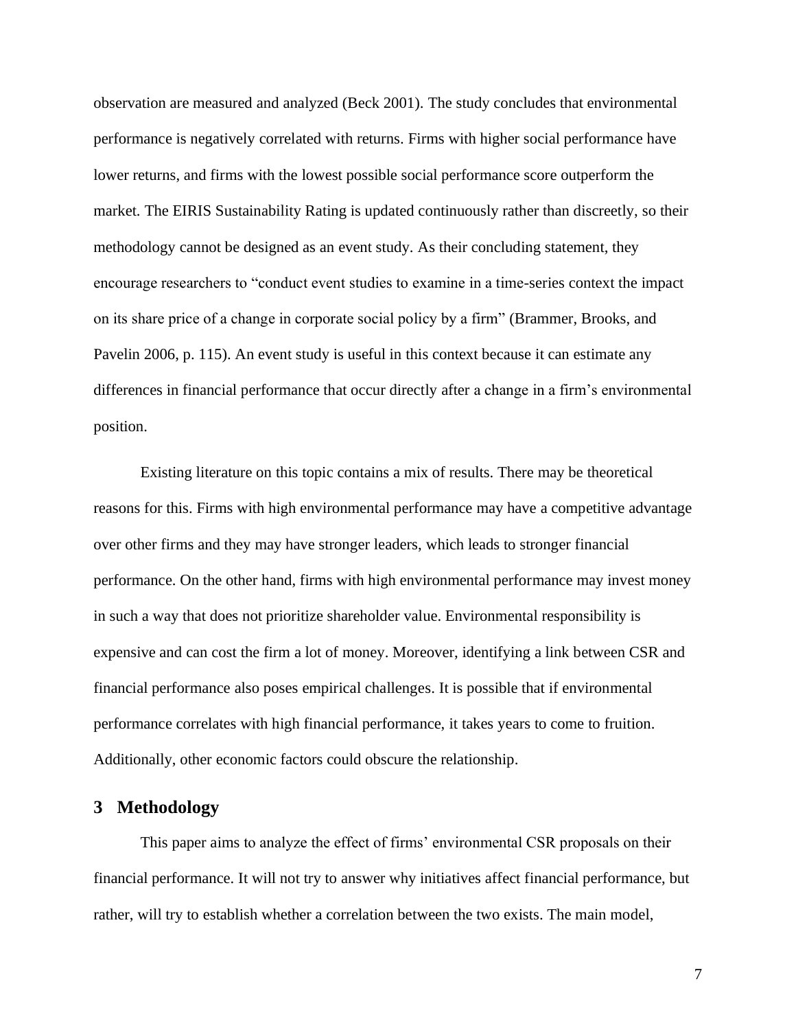observation are measured and analyzed (Beck 2001). The study concludes that environmental performance is negatively correlated with returns. Firms with higher social performance have lower returns, and firms with the lowest possible social performance score outperform the market. The EIRIS Sustainability Rating is updated continuously rather than discreetly, so their methodology cannot be designed as an event study. As their concluding statement, they encourage researchers to "conduct event studies to examine in a time-series context the impact on its share price of a change in corporate social policy by a firm" (Brammer, Brooks, and Pavelin 2006, p. 115). An event study is useful in this context because it can estimate any differences in financial performance that occur directly after a change in a firm's environmental position.

Existing literature on this topic contains a mix of results. There may be theoretical reasons for this. Firms with high environmental performance may have a competitive advantage over other firms and they may have stronger leaders, which leads to stronger financial performance. On the other hand, firms with high environmental performance may invest money in such a way that does not prioritize shareholder value. Environmental responsibility is expensive and can cost the firm a lot of money. Moreover, identifying a link between CSR and financial performance also poses empirical challenges. It is possible that if environmental performance correlates with high financial performance, it takes years to come to fruition. Additionally, other economic factors could obscure the relationship.

## 3 Methodology

This paper aims to analyze the effect of firms' environmental CSR proposals on their financial performance. It will not try to answer why initiatives affect financial performance, but rather, will try to establish whether a correlation between the two exists. The main model,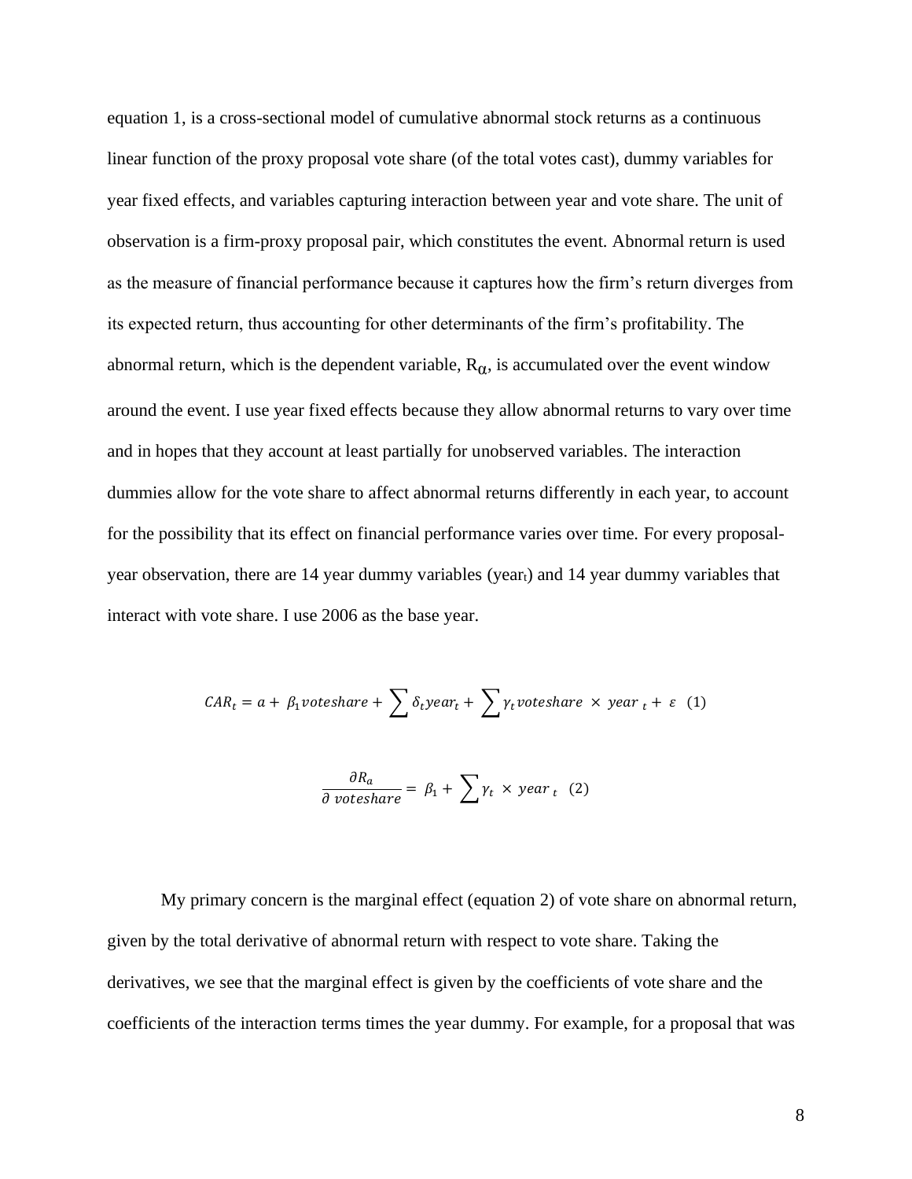equation 1, is a cross-sectional model of cumulative abnormal stock returns as a continuous linear function of the proxy proposal vote share (of the total votes cast), dummy variables for year fixed effects, and variables capturing interaction between year and vote share. The unit of observation is a firm-proxy proposal pair, which constitutes the event. Abnormal return is used as the measure of financial performance because it captures how the firm's return diverges from its expected return, thus accounting for other determinants of the firm's profitability. The abnormal return, which is the dependent variable, $R_{\alpha}$, is accumulated over the event window around the event. I use year fixed effects because they allow abnormal returns to vary over time and in hopes that they account at least partially for unobserved variables. The interaction dummies allow for the vote share to affect abnormal returns differently in each year, to account for the possibility that its effect on financial performance varies over time. For every proposal-year observation, there are 14 year dummy variables ($year_t$) and 14 year dummy variables that interact with vote share. I use 2006 as the base year.

$$CAR_t = a + \beta_1 voteshare + \sum \delta_t year_t + \sum \gamma_t voteshare \times year_t + \varepsilon \quad (1)$$

$$\frac{\partial R_a}{\partial \ voteshare} = \beta_1 + \sum \gamma_t \times year_t \quad (2)$$

My primary concern is the marginal effect (equation 2) of vote share on abnormal return, given by the total derivative of abnormal return with respect to vote share. Taking the derivatives, we see that the marginal effect is given by the coefficients of vote share and the coefficients of the interaction terms times the year dummy. For example, for a proposal that was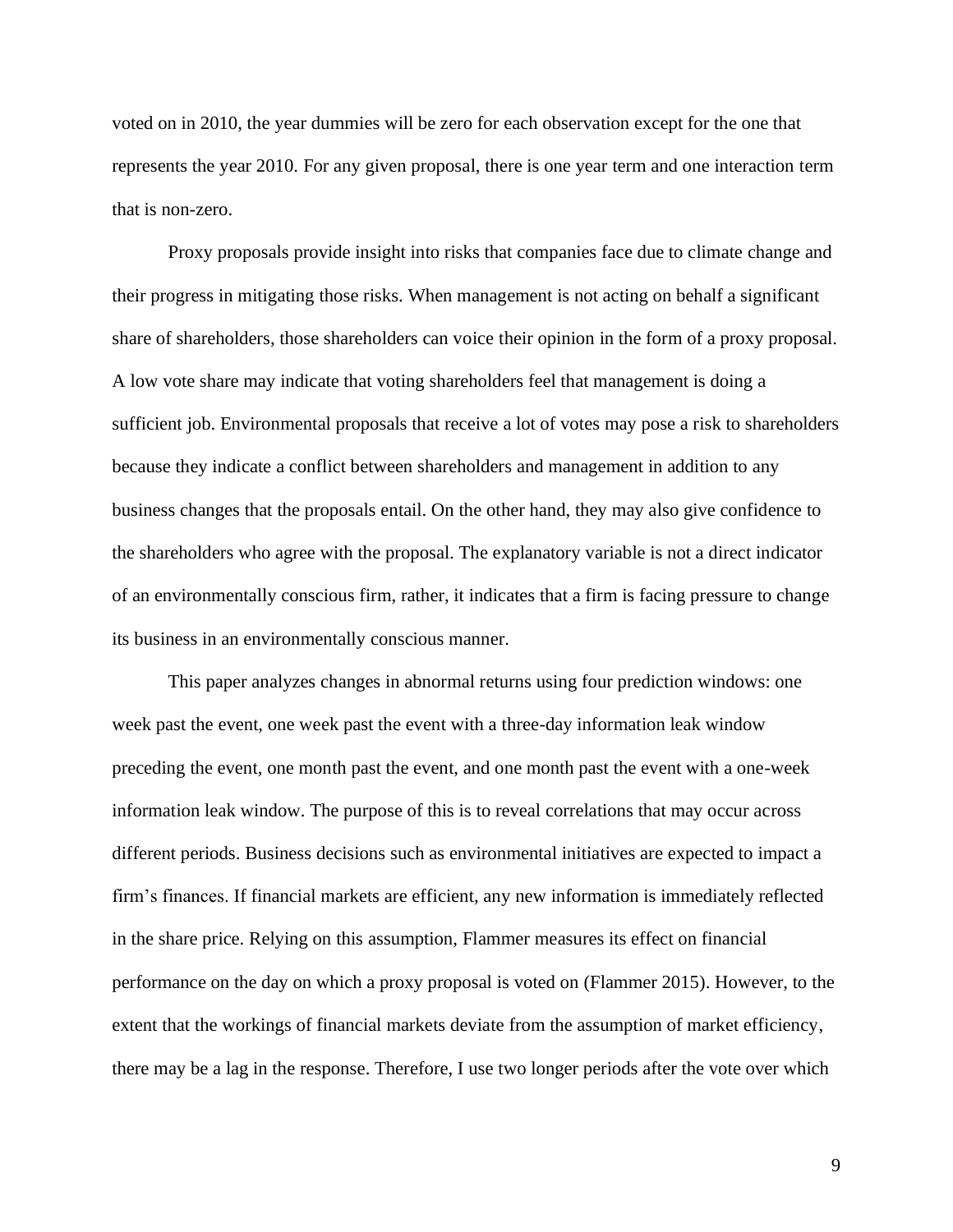voted on in 2010, the year dummies will be zero for each observation except for the one that represents the year 2010. For any given proposal, there is one year term and one interaction term that is non-zero.

Proxy proposals provide insight into risks that companies face due to climate change and their progress in mitigating those risks. When management is not acting on behalf a significant share of shareholders, those shareholders can voice their opinion in the form of a proxy proposal. A low vote share may indicate that voting shareholders feel that management is doing a sufficient job. Environmental proposals that receive a lot of votes may pose a risk to shareholders because they indicate a conflict between shareholders and management in addition to any business changes that the proposals entail. On the other hand, they may also give confidence to the shareholders who agree with the proposal. The explanatory variable is not a direct indicator of an environmentally conscious firm, rather, it indicates that a firm is facing pressure to change its business in an environmentally conscious manner.

This paper analyzes changes in abnormal returns using four prediction windows: one week past the event, one week past the event with a three-day information leak window preceding the event, one month past the event, and one month past the event with a one-week information leak window. The purpose of this is to reveal correlations that may occur across different periods. Business decisions such as environmental initiatives are expected to impact a firm's finances. If financial markets are efficient, any new information is immediately reflected in the share price. Relying on this assumption, Flammer measures its effect on financial performance on the day on which a proxy proposal is voted on (Flammer 2015). However, to the extent that the workings of financial markets deviate from the assumption of market efficiency, there may be a lag in the response. Therefore, I use two longer periods after the vote over which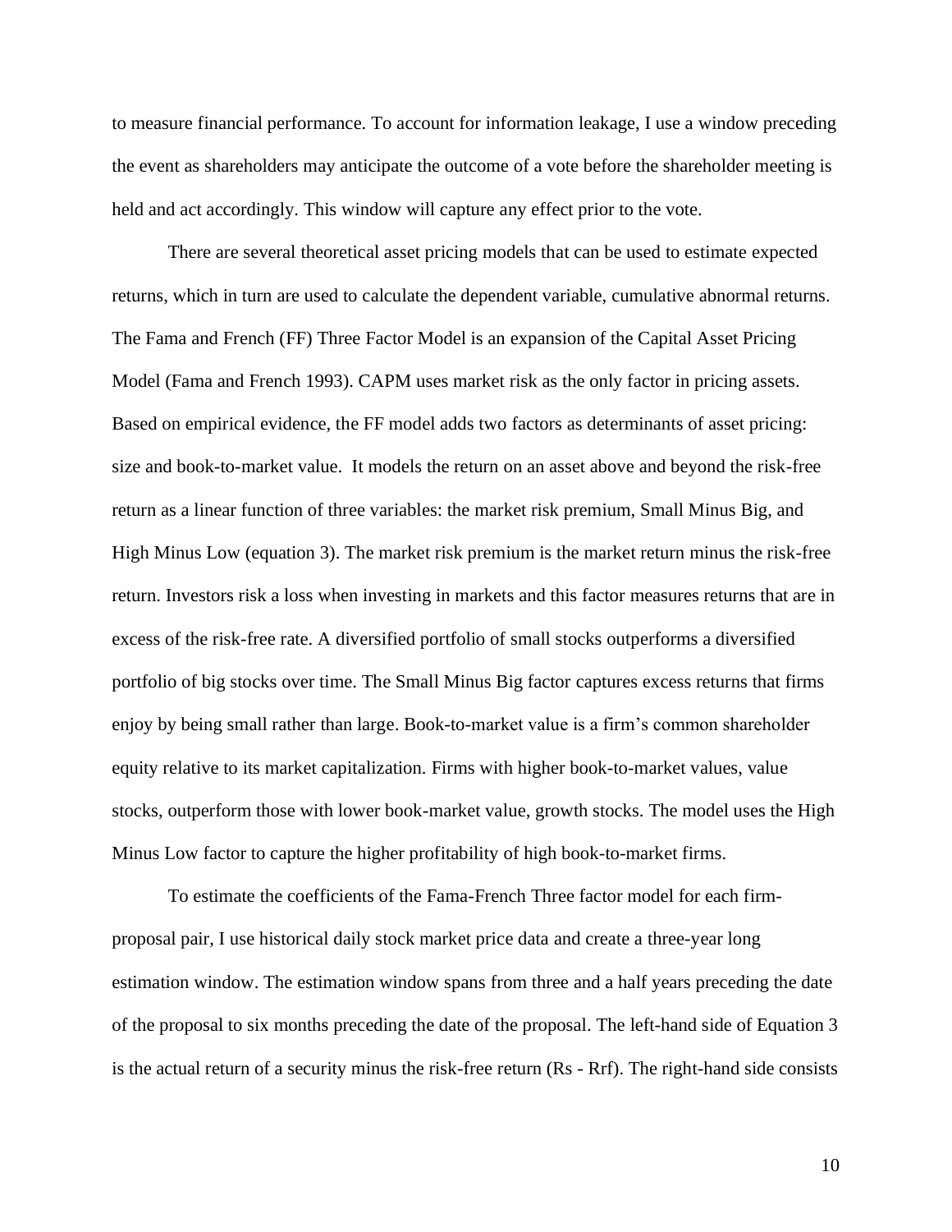to measure financial performance. To account for information leakage, I use a window preceding the event as shareholders may anticipate the outcome of a vote before the shareholder meeting is held and act accordingly. This window will capture any effect prior to the vote.

There are several theoretical asset pricing models that can be used to estimate expected returns, which in turn are used to calculate the dependent variable, cumulative abnormal returns. The Fama and French (FF) Three Factor Model is an expansion of the Capital Asset Pricing Model (Fama and French 1993). CAPM uses market risk as the only factor in pricing assets. Based on empirical evidence, the FF model adds two factors as determinants of asset pricing: size and book-to-market value. It models the return on an asset above and beyond the risk-free return as a linear function of three variables: the market risk premium, Small Minus Big, and High Minus Low (equation 3). The market risk premium is the market return minus the risk-free return. Investors risk a loss when investing in markets and this factor measures returns that are in excess of the risk-free rate. A diversified portfolio of small stocks outperforms a diversified portfolio of big stocks over time. The Small Minus Big factor captures excess returns that firms enjoy by being small rather than large. Book-to-market value is a firm's common shareholder equity relative to its market capitalization. Firms with higher book-to-market values, value stocks, outperform those with lower book-market value, growth stocks. The model uses the High Minus Low factor to capture the higher profitability of high book-to-market firms.

To estimate the coefficients of the Fama-French Three factor model for each firm-proposal pair, I use historical daily stock market price data and create a three-year long estimation window. The estimation window spans from three and a half years preceding the date of the proposal to six months preceding the date of the proposal. The left-hand side of Equation 3 is the actual return of a security minus the risk-free return (Rs - Rrf). The right-hand side consists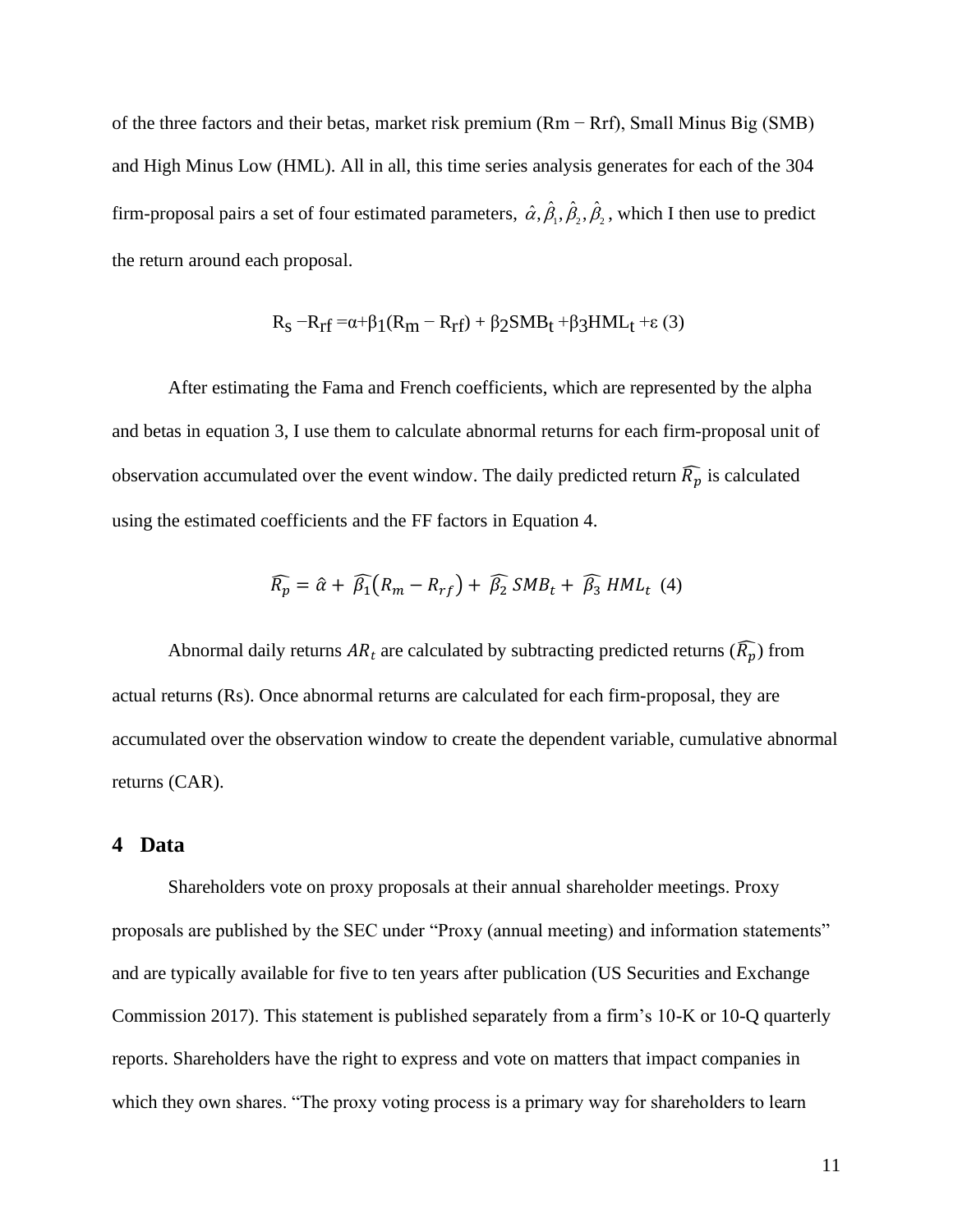of the three factors and their betas, market risk premium ($Rm - Rrf$), Small Minus Big (SMB) and High Minus Low (HML). All in all, this time series analysis generates for each of the 304 firm-proposal pairs a set of four estimated parameters, $\hat{\alpha}, \hat{\beta}_1, \hat{\beta}_2, \hat{\beta}_2$, which I then use to predict the return around each proposal.

$$R_S - R_{rf} = \alpha + \beta_1(R_m - R_{rf}) + \beta_2 SMB_t + \beta_3 HML_t + \varepsilon \quad (3)$$

After estimating the Fama and French coefficients, which are represented by the alpha and betas in equation 3, I use them to calculate abnormal returns for each firm-proposal unit of observation accumulated over the event window. The daily predicted return $\widehat{R_p}$ is calculated using the estimated coefficients and the FF factors in Equation 4.

$$\widehat{R_p} = \hat{\alpha} + \widehat{\beta_1}\left(R_m - R_{rf}\right) + \widehat{\beta_2}\, SMB_t + \widehat{\beta_3}\, HML_t \quad (4)$$

Abnormal daily returns $AR_t$ are calculated by subtracting predicted returns ($\widehat{R_p}$) from actual returns (Rs). Once abnormal returns are calculated for each firm-proposal, they are accumulated over the observation window to create the dependent variable, cumulative abnormal returns (CAR).

## 4 Data

Shareholders vote on proxy proposals at their annual shareholder meetings. Proxy proposals are published by the SEC under "Proxy (annual meeting) and information statements" and are typically available for five to ten years after publication (US Securities and Exchange Commission 2017). This statement is published separately from a firm's 10-K or 10-Q quarterly reports. Shareholders have the right to express and vote on matters that impact companies in which they own shares. "The proxy voting process is a primary way for shareholders to learn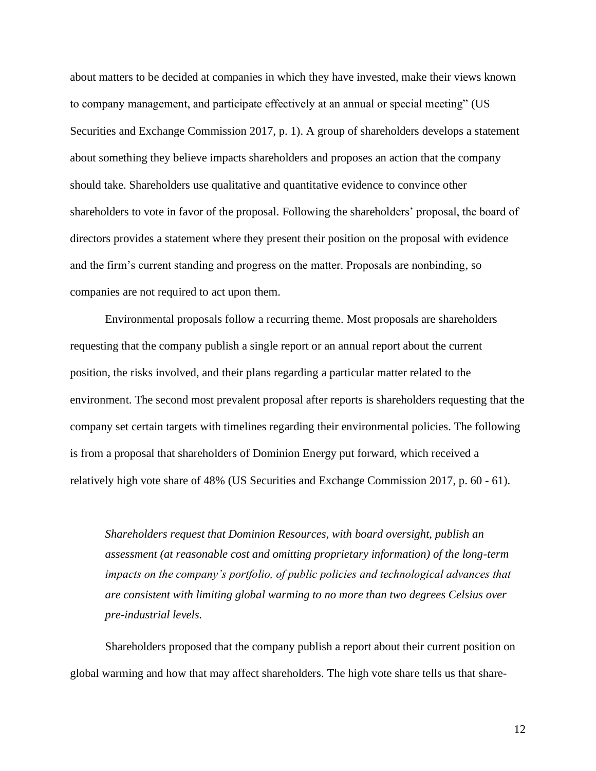about matters to be decided at companies in which they have invested, make their views known to company management, and participate effectively at an annual or special meeting" (US Securities and Exchange Commission 2017, p. 1). A group of shareholders develops a statement about something they believe impacts shareholders and proposes an action that the company should take. Shareholders use qualitative and quantitative evidence to convince other shareholders to vote in favor of the proposal. Following the shareholders' proposal, the board of directors provides a statement where they present their position on the proposal with evidence and the firm's current standing and progress on the matter. Proposals are nonbinding, so companies are not required to act upon them.

Environmental proposals follow a recurring theme. Most proposals are shareholders requesting that the company publish a single report or an annual report about the current position, the risks involved, and their plans regarding a particular matter related to the environment. The second most prevalent proposal after reports is shareholders requesting that the company set certain targets with timelines regarding their environmental policies. The following is from a proposal that shareholders of Dominion Energy put forward, which received a relatively high vote share of 48% (US Securities and Exchange Commission 2017, p. 60 - 61).

> *Shareholders request that Dominion Resources, with board oversight, publish an assessment (at reasonable cost and omitting proprietary information) of the long-term impacts on the company's portfolio, of public policies and technological advances that are consistent with limiting global warming to no more than two degrees Celsius over pre-industrial levels.*

Shareholders proposed that the company publish a report about their current position on global warming and how that may affect shareholders. The high vote share tells us that share-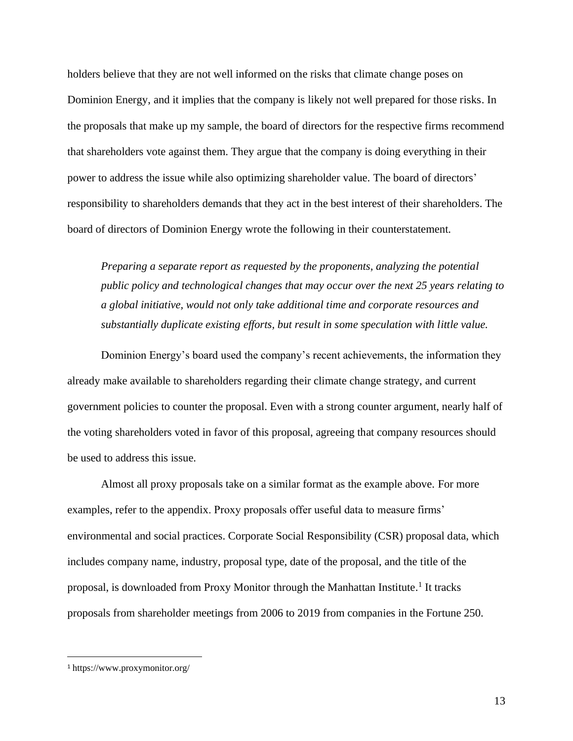holders believe that they are not well informed on the risks that climate change poses on Dominion Energy, and it implies that the company is likely not well prepared for those risks. In the proposals that make up my sample, the board of directors for the respective firms recommend that shareholders vote against them. They argue that the company is doing everything in their power to address the issue while also optimizing shareholder value. The board of directors' responsibility to shareholders demands that they act in the best interest of their shareholders. The board of directors of Dominion Energy wrote the following in their counterstatement.

> *Preparing a separate report as requested by the proponents, analyzing the potential public policy and technological changes that may occur over the next 25 years relating to a global initiative, would not only take additional time and corporate resources and substantially duplicate existing efforts, but result in some speculation with little value.*

Dominion Energy's board used the company's recent achievements, the information they already make available to shareholders regarding their climate change strategy, and current government policies to counter the proposal. Even with a strong counter argument, nearly half of the voting shareholders voted in favor of this proposal, agreeing that company resources should be used to address this issue.

Almost all proxy proposals take on a similar format as the example above. For more examples, refer to the appendix. Proxy proposals offer useful data to measure firms' environmental and social practices. Corporate Social Responsibility (CSR) proposal data, which includes company name, industry, proposal type, date of the proposal, and the title of the proposal, is downloaded from Proxy Monitor through the Manhattan Institute.[1] It tracks proposals from shareholder meetings from 2006 to 2019 from companies in the Fortune 250.

---

[1] https://www.proxymonitor.org/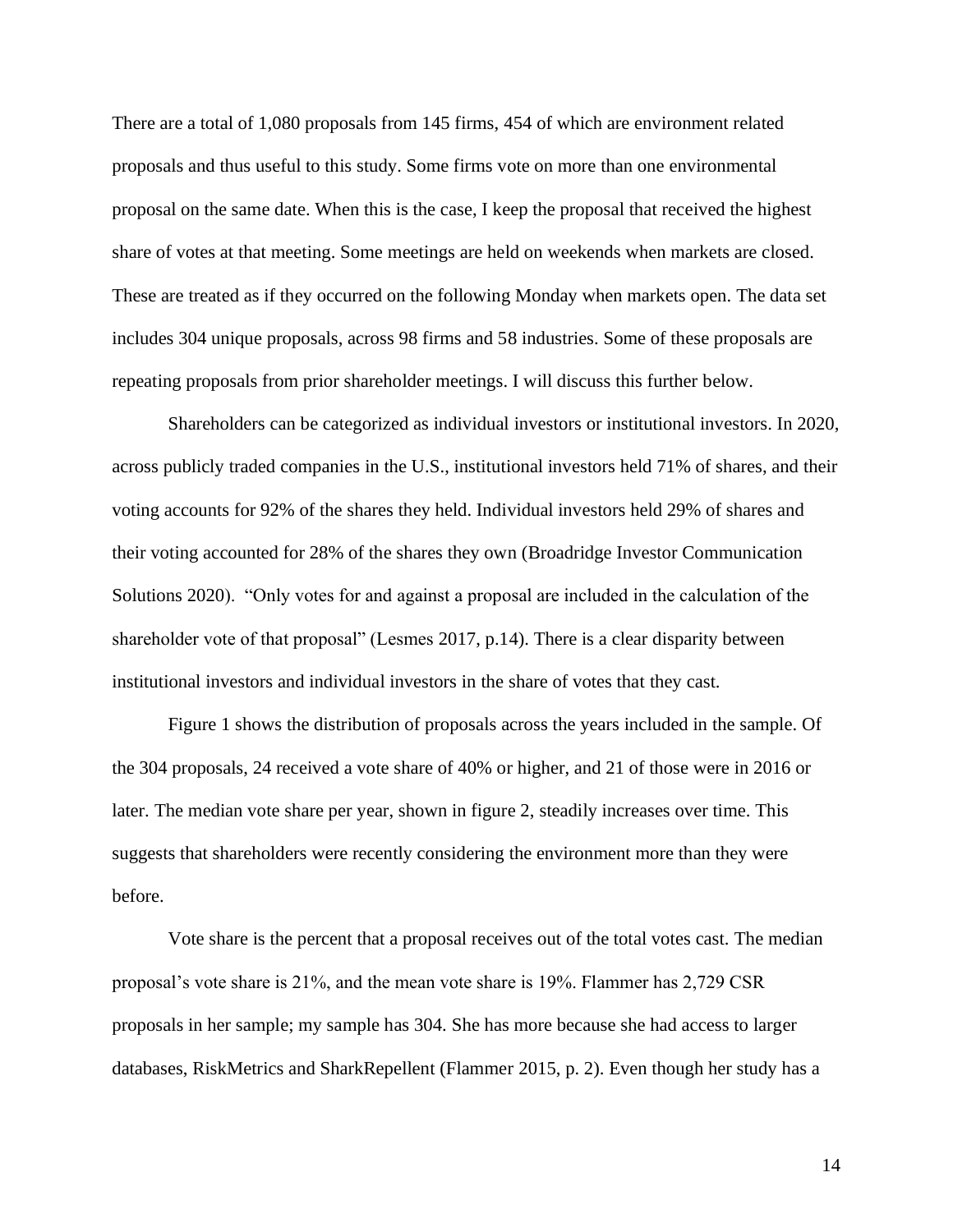There are a total of 1,080 proposals from 145 firms, 454 of which are environment related proposals and thus useful to this study. Some firms vote on more than one environmental proposal on the same date. When this is the case, I keep the proposal that received the highest share of votes at that meeting. Some meetings are held on weekends when markets are closed. These are treated as if they occurred on the following Monday when markets open. The data set includes 304 unique proposals, across 98 firms and 58 industries. Some of these proposals are repeating proposals from prior shareholder meetings. I will discuss this further below.

Shareholders can be categorized as individual investors or institutional investors. In 2020, across publicly traded companies in the U.S., institutional investors held 71% of shares, and their voting accounts for 92% of the shares they held. Individual investors held 29% of shares and their voting accounted for 28% of the shares they own (Broadridge Investor Communication Solutions 2020). "Only votes for and against a proposal are included in the calculation of the shareholder vote of that proposal" (Lesmes 2017, p.14). There is a clear disparity between institutional investors and individual investors in the share of votes that they cast.

Figure 1 shows the distribution of proposals across the years included in the sample. Of the 304 proposals, 24 received a vote share of 40% or higher, and 21 of those were in 2016 or later. The median vote share per year, shown in figure 2, steadily increases over time. This suggests that shareholders were recently considering the environment more than they were before.

Vote share is the percent that a proposal receives out of the total votes cast. The median proposal's vote share is 21%, and the mean vote share is 19%. Flammer has 2,729 CSR proposals in her sample; my sample has 304. She has more because she had access to larger databases, RiskMetrics and SharkRepellent (Flammer 2015, p. 2). Even though her study has a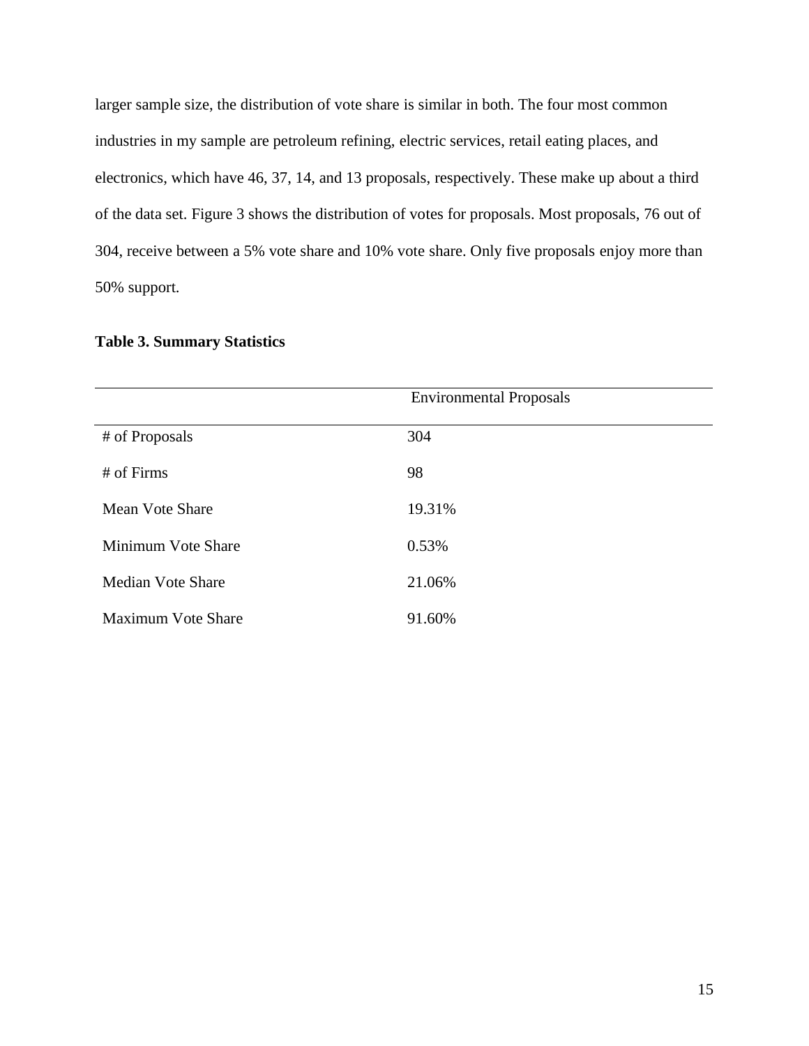larger sample size, the distribution of vote share is similar in both. The four most common industries in my sample are petroleum refining, electric services, retail eating places, and electronics, which have 46, 37, 14, and 13 proposals, respectively. These make up about a third of the data set. Figure 3 shows the distribution of votes for proposals. Most proposals, 76 out of 304, receive between a 5% vote share and 10% vote share. Only five proposals enjoy more than 50% support.

**Table 3. Summary Statistics**

| | Environmental Proposals |
|---|---|
| # of Proposals | 304 |
| # of Firms | 98 |
| Mean Vote Share | 19.31% |
| Minimum Vote Share | 0.53% |
| Median Vote Share | 21.06% |
| Maximum Vote Share | 91.60% |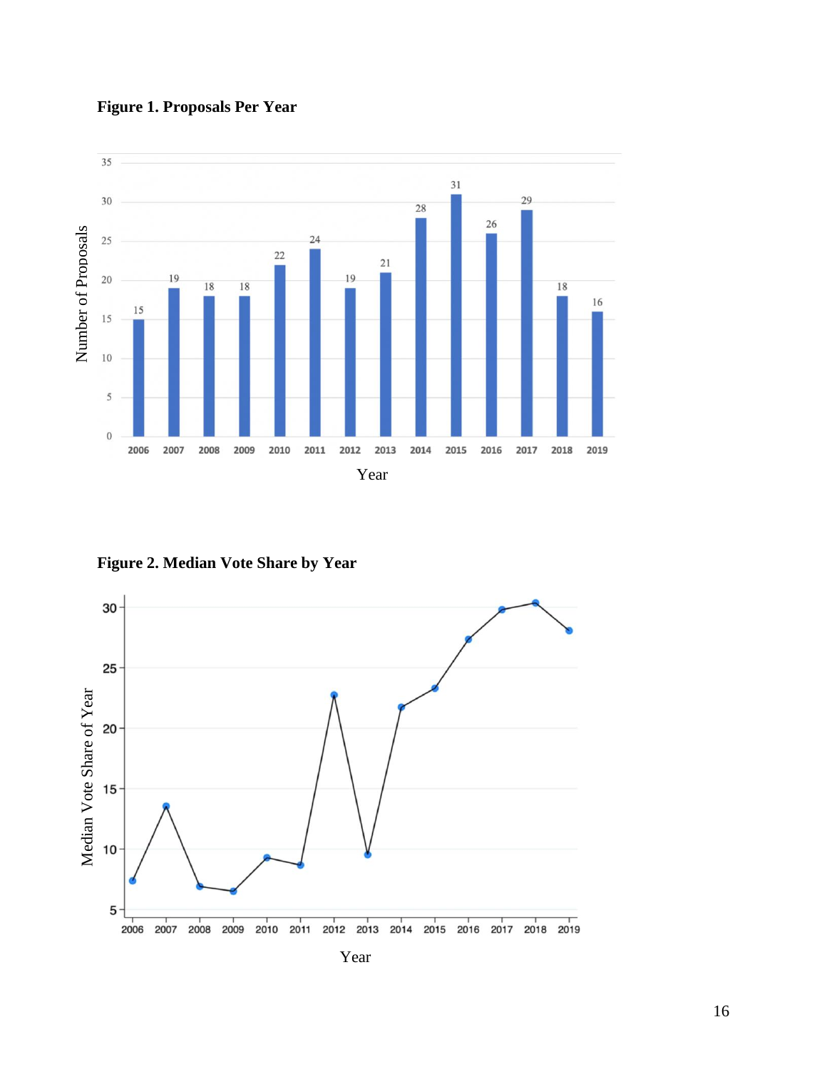**Figure 1. Proposals Per Year**

**Figure 2. Median Vote Share by Year**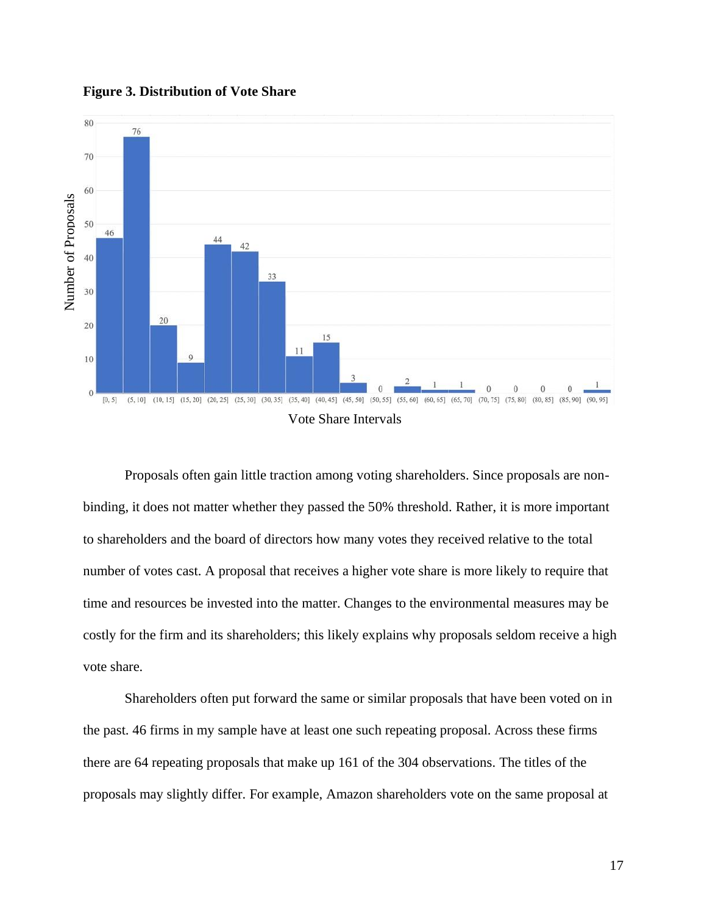**Figure 3. Distribution of Vote Share**

Proposals often gain little traction among voting shareholders. Since proposals are non-binding, it does not matter whether they passed the 50% threshold. Rather, it is more important to shareholders and the board of directors how many votes they received relative to the total number of votes cast. A proposal that receives a higher vote share is more likely to require that time and resources be invested into the matter. Changes to the environmental measures may be costly for the firm and its shareholders; this likely explains why proposals seldom receive a high vote share.

Shareholders often put forward the same or similar proposals that have been voted on in the past. 46 firms in my sample have at least one such repeating proposal. Across these firms there are 64 repeating proposals that make up 161 of the 304 observations. The titles of the proposals may slightly differ. For example, Amazon shareholders vote on the same proposal at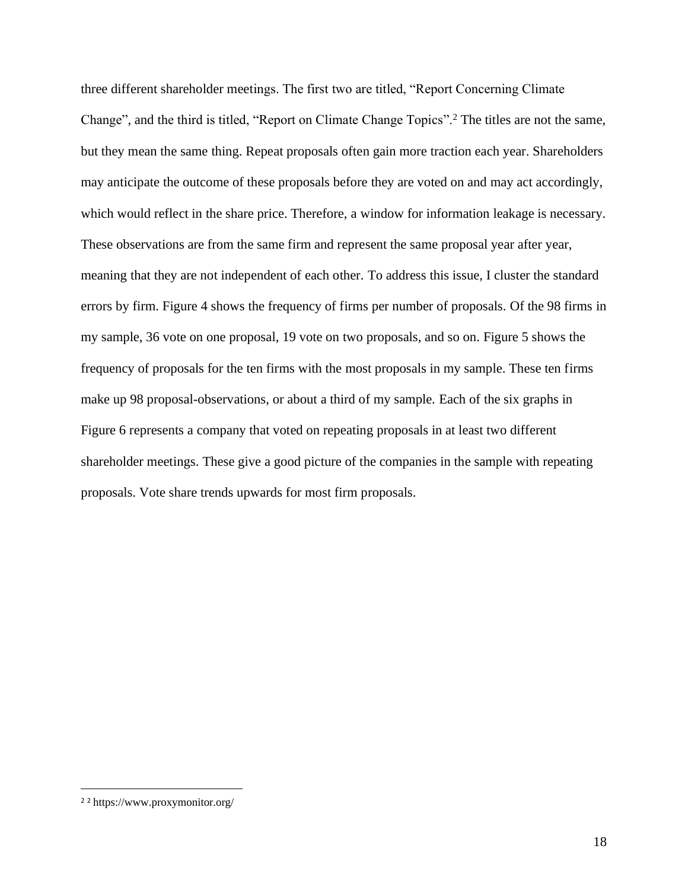three different shareholder meetings. The first two are titled, “Report Concerning Climate Change”, and the third is titled, “Report on Climate Change Topics”.[2] The titles are not the same, but they mean the same thing. Repeat proposals often gain more traction each year. Shareholders may anticipate the outcome of these proposals before they are voted on and may act accordingly, which would reflect in the share price. Therefore, a window for information leakage is necessary. These observations are from the same firm and represent the same proposal year after year, meaning that they are not independent of each other. To address this issue, I cluster the standard errors by firm. Figure 4 shows the frequency of firms per number of proposals. Of the 98 firms in my sample, 36 vote on one proposal, 19 vote on two proposals, and so on. Figure 5 shows the frequency of proposals for the ten firms with the most proposals in my sample. These ten firms make up 98 proposal-observations, or about a third of my sample. Each of the six graphs in Figure 6 represents a company that voted on repeating proposals in at least two different shareholder meetings. These give a good picture of the companies in the sample with repeating proposals. Vote share trends upwards for most firm proposals.

---

[2] [2] https://www.proxymonitor.org/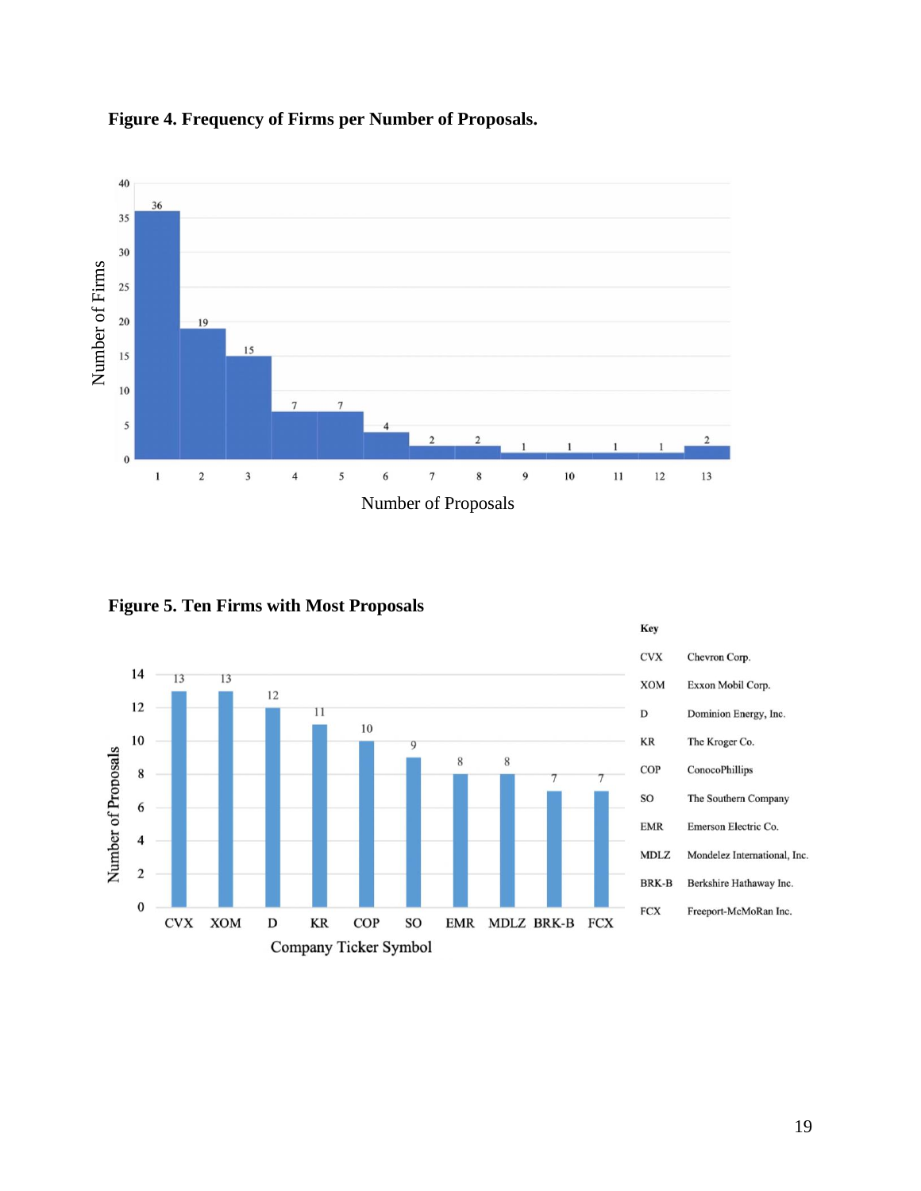**Figure 4. Frequency of Firms per Number of Proposals.**

| Number of Proposals | Number of Firms |
|---|---|
| 1 | 36 |
| 2 | 19 |
| 3 | 15 |
| 4 | 7 |
| 5 | 7 |
| 6 | 4 |
| 7 | 2 |
| 8 | 2 |
| 9 | 1 |
| 10 | 1 |
| 11 | 1 |
| 12 | 1 |
| 13 | 2 |

**Figure 5. Ten Firms with Most Proposals**

| Company Ticker Symbol | Number of Proposals |
|---|---|
| CVX | 13 |
| XOM | 13 |
| D | 12 |
| KR | 11 |
| COP | 10 |
| SO | 9 |
| EMR | 8 |
| MDLZ | 8 |
| BRK-B | 7 |
| FCX | 7 |

**Key**

| Ticker | Company |
|---|---|
| CVX | Chevron Corp. |
| XOM | Exxon Mobil Corp. |
| D | Dominion Energy, Inc. |
| KR | The Kroger Co. |
| COP | ConocoPhillips |
| SO | The Southern Company |
| EMR | Emerson Electric Co. |
| MDLZ | Mondelez International, Inc. |
| BRK-B | Berkshire Hathaway Inc. |
| FCX | Freeport-McMoRan Inc. |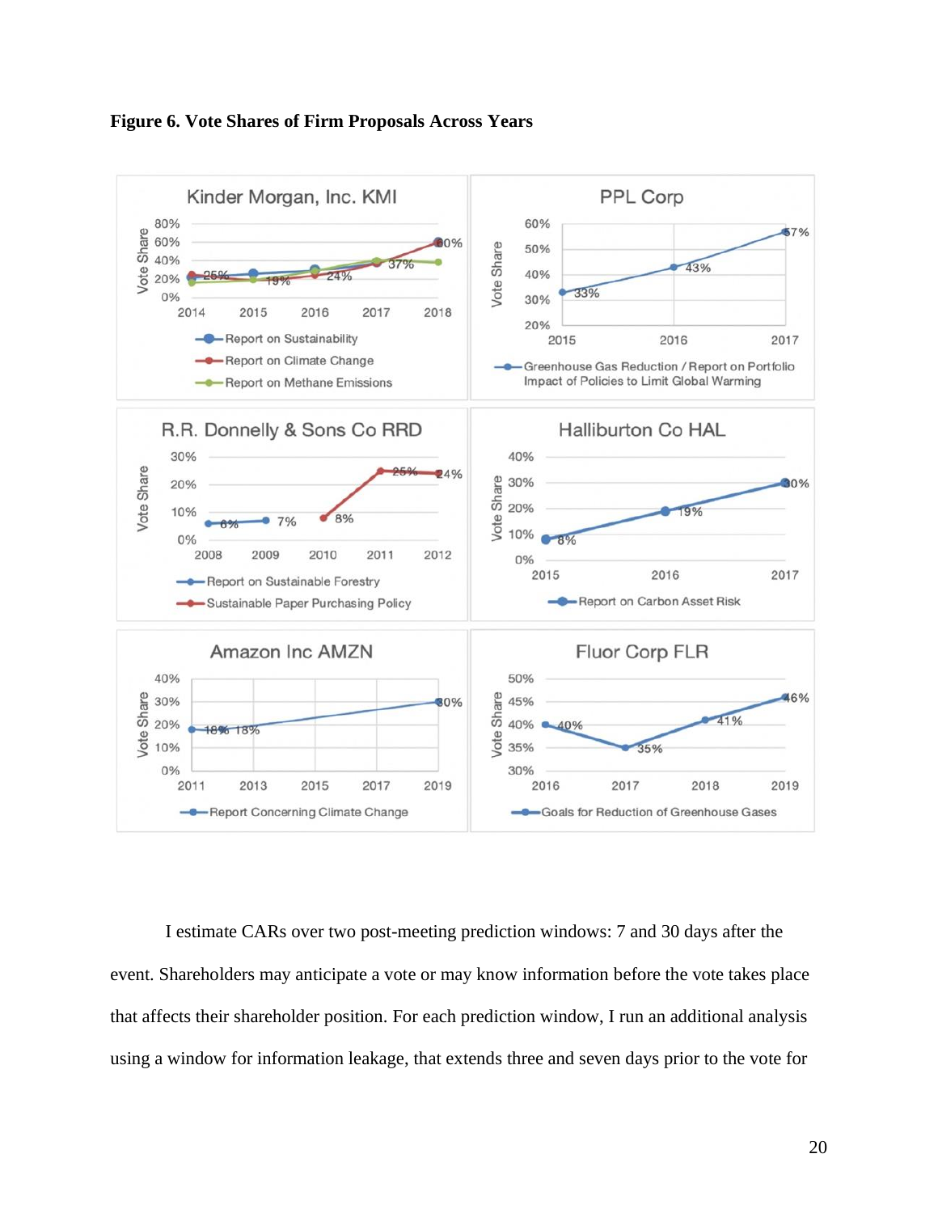**Figure 6. Vote Shares of Firm Proposals Across Years**

I estimate CARs over two post-meeting prediction windows: 7 and 30 days after the event. Shareholders may anticipate a vote or may know information before the vote takes place that affects their shareholder position. For each prediction window, I run an additional analysis using a window for information leakage, that extends three and seven days prior to the vote for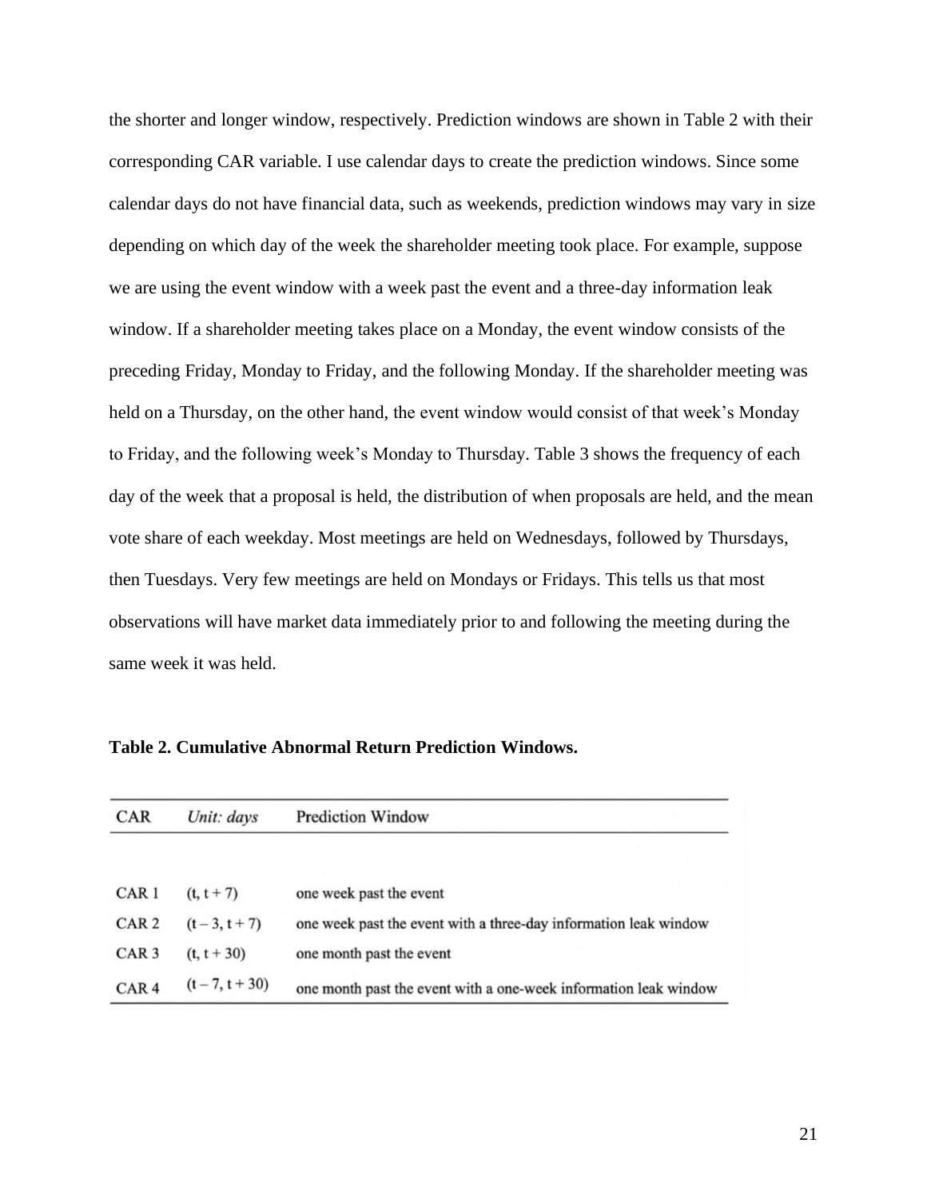the shorter and longer window, respectively. Prediction windows are shown in Table 2 with their corresponding CAR variable. I use calendar days to create the prediction windows. Since some calendar days do not have financial data, such as weekends, prediction windows may vary in size depending on which day of the week the shareholder meeting took place. For example, suppose we are using the event window with a week past the event and a three-day information leak window. If a shareholder meeting takes place on a Monday, the event window consists of the preceding Friday, Monday to Friday, and the following Monday. If the shareholder meeting was held on a Thursday, on the other hand, the event window would consist of that week's Monday to Friday, and the following week's Monday to Thursday. Table 3 shows the frequency of each day of the week that a proposal is held, the distribution of when proposals are held, and the mean vote share of each weekday. Most meetings are held on Wednesdays, followed by Thursdays, then Tuesdays. Very few meetings are held on Mondays or Fridays. This tells us that most observations will have market data immediately prior to and following the meeting during the same week it was held.

**Table 2. Cumulative Abnormal Return Prediction Windows.**

| CAR | *Unit: days* | Prediction Window |
|---|---|---|
| CAR 1 | $(t, t + 7)$ | one week past the event |
| CAR 2 | $(t - 3, t + 7)$ | one week past the event with a three-day information leak window |
| CAR 3 | $(t, t + 30)$ | one month past the event |
| CAR 4 | $(t - 7, t + 30)$ | one month past the event with a one-week information leak window |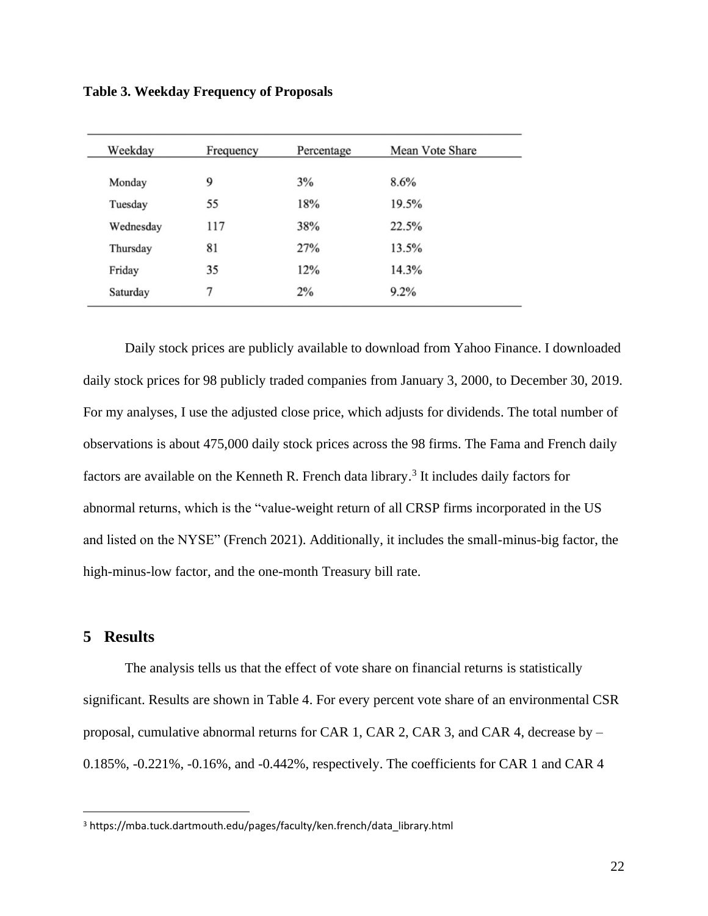**Table 3. Weekday Frequency of Proposals**

| Weekday | Frequency | Percentage | Mean Vote Share |
|---|---|---|---|
| Monday | 9 | 3% | 8.6% |
| Tuesday | 55 | 18% | 19.5% |
| Wednesday | 117 | 38% | 22.5% |
| Thursday | 81 | 27% | 13.5% |
| Friday | 35 | 12% | 14.3% |
| Saturday | 7 | 2% | 9.2% |

Daily stock prices are publicly available to download from Yahoo Finance. I downloaded daily stock prices for 98 publicly traded companies from January 3, 2000, to December 30, 2019. For my analyses, I use the adjusted close price, which adjusts for dividends. The total number of observations is about 475,000 daily stock prices across the 98 firms. The Fama and French daily factors are available on the Kenneth R. French data library.[3] It includes daily factors for abnormal returns, which is the "value-weight return of all CRSP firms incorporated in the US and listed on the NYSE" (French 2021). Additionally, it includes the small-minus-big factor, the high-minus-low factor, and the one-month Treasury bill rate.

## 5 Results

The analysis tells us that the effect of vote share on financial returns is statistically significant. Results are shown in Table 4. For every percent vote share of an environmental CSR proposal, cumulative abnormal returns for CAR 1, CAR 2, CAR 3, and CAR 4, decrease by – 0.185%, -0.221%, -0.16%, and -0.442%, respectively. The coefficients for CAR 1 and CAR 4

[3] https://mba.tuck.dartmouth.edu/pages/faculty/ken.french/data_library.html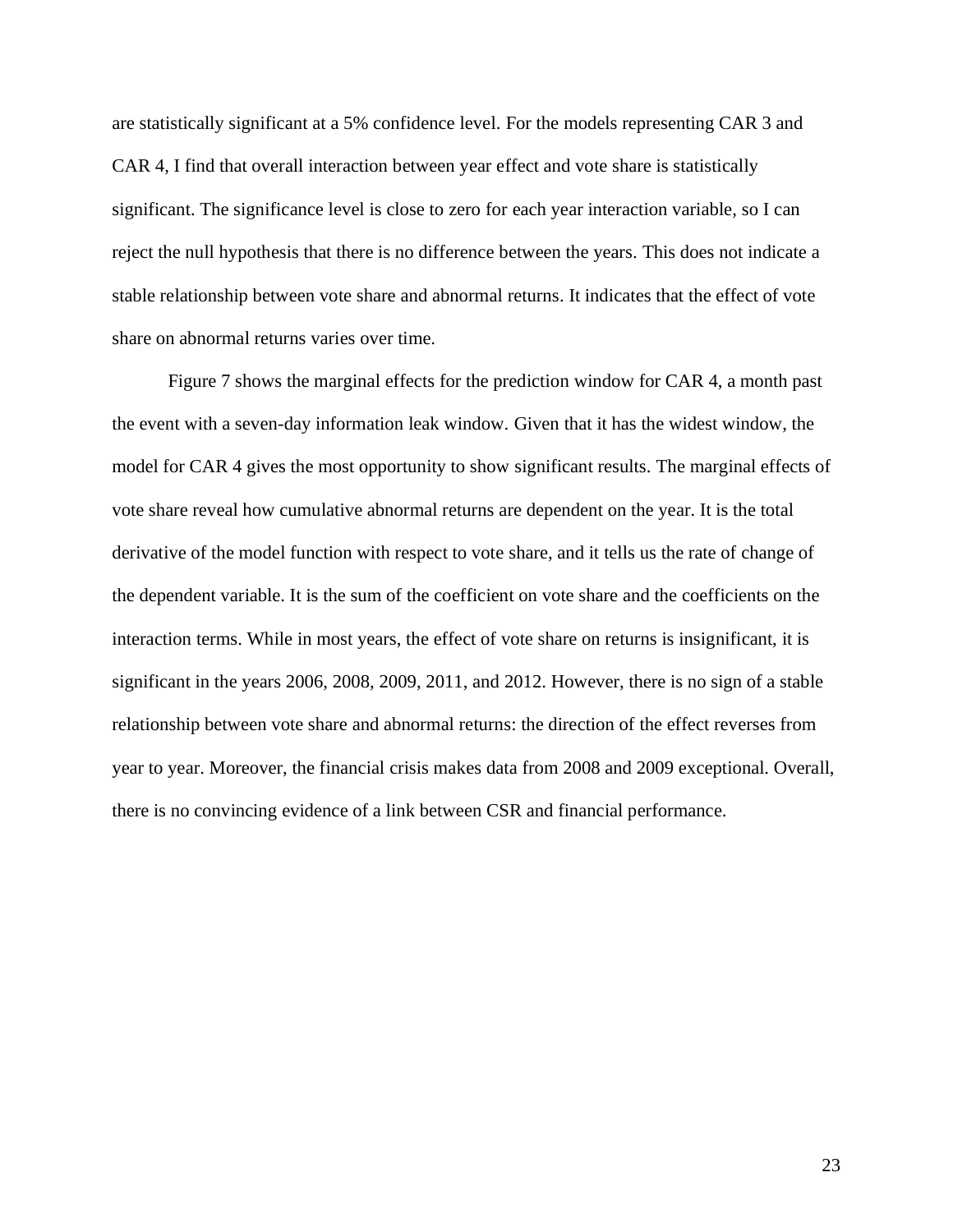are statistically significant at a 5% confidence level. For the models representing CAR 3 and CAR 4, I find that overall interaction between year effect and vote share is statistically significant. The significance level is close to zero for each year interaction variable, so I can reject the null hypothesis that there is no difference between the years. This does not indicate a stable relationship between vote share and abnormal returns. It indicates that the effect of vote share on abnormal returns varies over time.

Figure 7 shows the marginal effects for the prediction window for CAR 4, a month past the event with a seven-day information leak window. Given that it has the widest window, the model for CAR 4 gives the most opportunity to show significant results. The marginal effects of vote share reveal how cumulative abnormal returns are dependent on the year. It is the total derivative of the model function with respect to vote share, and it tells us the rate of change of the dependent variable. It is the sum of the coefficient on vote share and the coefficients on the interaction terms. While in most years, the effect of vote share on returns is insignificant, it is significant in the years 2006, 2008, 2009, 2011, and 2012. However, there is no sign of a stable relationship between vote share and abnormal returns: the direction of the effect reverses from year to year. Moreover, the financial crisis makes data from 2008 and 2009 exceptional. Overall, there is no convincing evidence of a link between CSR and financial performance.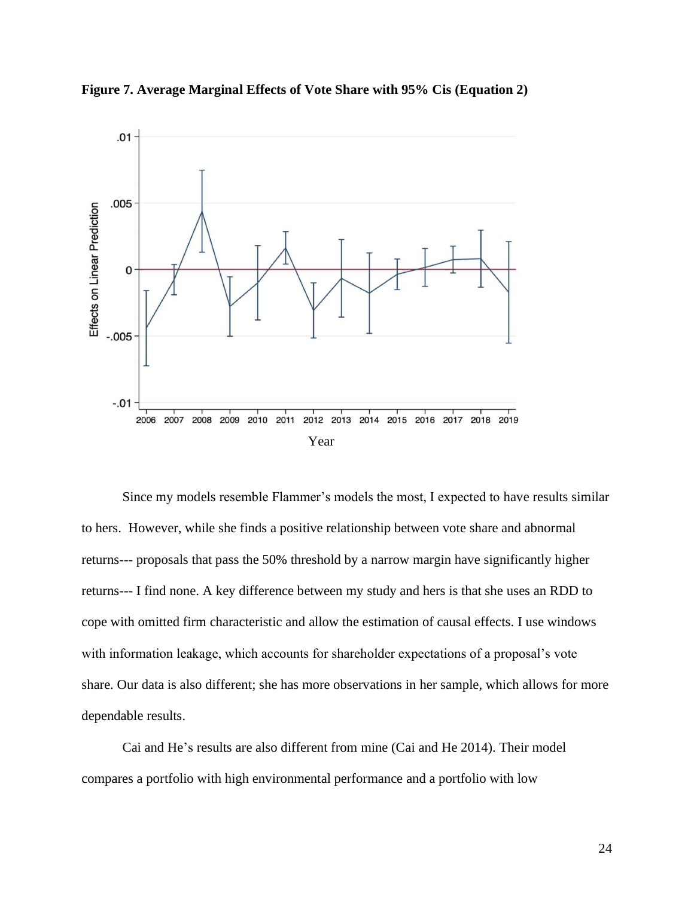**Figure 7. Average Marginal Effects of Vote Share with 95% Cis (Equation 2)**

Since my models resemble Flammer's models the most, I expected to have results similar to hers. However, while she finds a positive relationship between vote share and abnormal returns--- proposals that pass the 50% threshold by a narrow margin have significantly higher returns--- I find none. A key difference between my study and hers is that she uses an RDD to cope with omitted firm characteristic and allow the estimation of causal effects. I use windows with information leakage, which accounts for shareholder expectations of a proposal's vote share. Our data is also different; she has more observations in her sample, which allows for more dependable results.

Cai and He's results are also different from mine (Cai and He 2014). Their model compares a portfolio with high environmental performance and a portfolio with low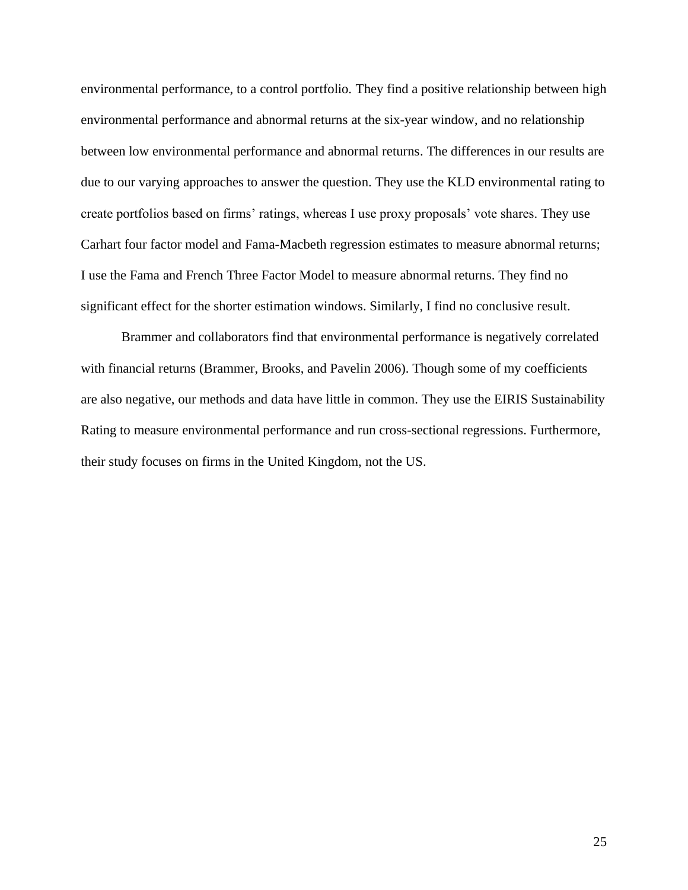environmental performance, to a control portfolio. They find a positive relationship between high environmental performance and abnormal returns at the six-year window, and no relationship between low environmental performance and abnormal returns. The differences in our results are due to our varying approaches to answer the question. They use the KLD environmental rating to create portfolios based on firms' ratings, whereas I use proxy proposals' vote shares. They use Carhart four factor model and Fama-Macbeth regression estimates to measure abnormal returns; I use the Fama and French Three Factor Model to measure abnormal returns. They find no significant effect for the shorter estimation windows. Similarly, I find no conclusive result.

Brammer and collaborators find that environmental performance is negatively correlated with financial returns (Brammer, Brooks, and Pavelin 2006). Though some of my coefficients are also negative, our methods and data have little in common. They use the EIRIS Sustainability Rating to measure environmental performance and run cross-sectional regressions. Furthermore, their study focuses on firms in the United Kingdom, not the US.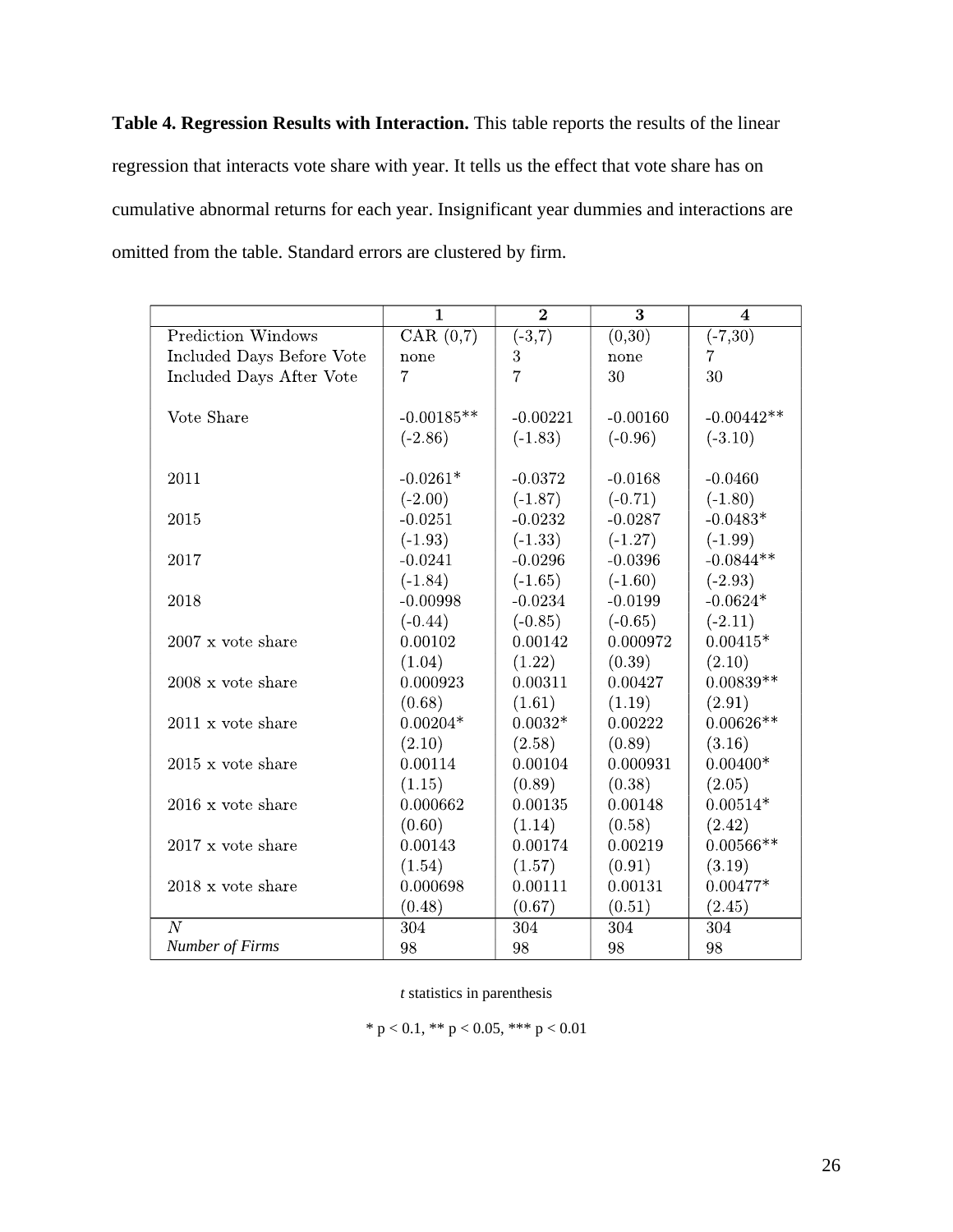**Table 4. Regression Results with Interaction.** This table reports the results of the linear regression that interacts vote share with year. It tells us the effect that vote share has on cumulative abnormal returns for each year. Insignificant year dummies and interactions are omitted from the table. Standard errors are clustered by firm.

| | 1 | 2 | 3 | 4 |
|---|---|---|---|---|
| Prediction Windows | CAR (0,7) | (-3,7) | (0,30) | (-7,30) |
| Included Days Before Vote | none | 3 | none | 7 |
| Included Days After Vote | 7 | 7 | 30 | 30 |
| | | | | |
| Vote Share | -0.00185** | -0.00221 | -0.00160 | -0.00442** |
| | (-2.86) | (-1.83) | (-0.96) | (-3.10) |
| | | | | |
| 2011 | -0.0261* | -0.0372 | -0.0168 | -0.0460 |
| | (-2.00) | (-1.87) | (-0.71) | (-1.80) |
| 2015 | -0.0251 | -0.0232 | -0.0287 | -0.0483* |
| | (-1.93) | (-1.33) | (-1.27) | (-1.99) |
| 2017 | -0.0241 | -0.0296 | -0.0396 | -0.0844** |
| | (-1.84) | (-1.65) | (-1.60) | (-2.93) |
| 2018 | -0.00998 | -0.0234 | -0.0199 | -0.0624* |
| | (-0.44) | (-0.85) | (-0.65) | (-2.11) |
| 2007 x vote share | 0.00102 | 0.00142 | 0.000972 | 0.00415* |
| | (1.04) | (1.22) | (0.39) | (2.10) |
| 2008 x vote share | 0.000923 | 0.00311 | 0.00427 | 0.00839** |
| | (0.68) | (1.61) | (1.19) | (2.91) |
| 2011 x vote share | 0.00204* | 0.0032* | 0.00222 | 0.00626** |
| | (2.10) | (2.58) | (0.89) | (3.16) |
| 2015 x vote share | 0.00114 | 0.00104 | 0.000931 | 0.00400* |
| | (1.15) | (0.89) | (0.38) | (2.05) |
| 2016 x vote share | 0.000662 | 0.00135 | 0.00148 | 0.00514* |
| | (0.60) | (1.14) | (0.58) | (2.42) |
| 2017 x vote share | 0.00143 | 0.00174 | 0.00219 | 0.00566** |
| | (1.54) | (1.57) | (0.91) | (3.19) |
| 2018 x vote share | 0.000698 | 0.00111 | 0.00131 | 0.00477* |
| | (0.48) | (0.67) | (0.51) | (2.45) |
| *N* | 304 | 304 | 304 | 304 |
| *Number of Firms* | 98 | 98 | 98 | 98 |

*t* statistics in parenthesis

* p < 0.1, ** p < 0.05, *** p < 0.01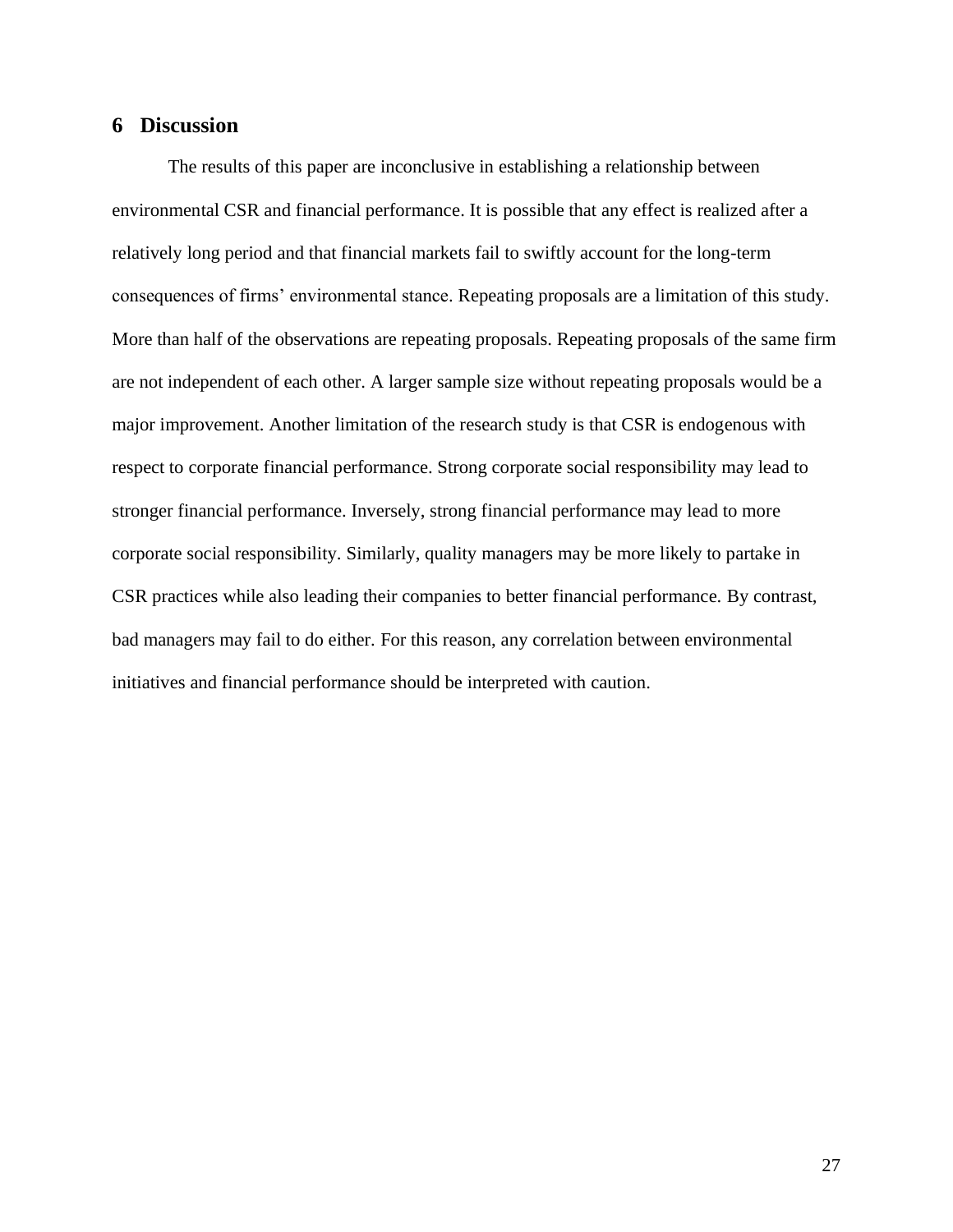## 6 Discussion

The results of this paper are inconclusive in establishing a relationship between environmental CSR and financial performance. It is possible that any effect is realized after a relatively long period and that financial markets fail to swiftly account for the long-term consequences of firms' environmental stance. Repeating proposals are a limitation of this study. More than half of the observations are repeating proposals. Repeating proposals of the same firm are not independent of each other. A larger sample size without repeating proposals would be a major improvement. Another limitation of the research study is that CSR is endogenous with respect to corporate financial performance. Strong corporate social responsibility may lead to stronger financial performance. Inversely, strong financial performance may lead to more corporate social responsibility. Similarly, quality managers may be more likely to partake in CSR practices while also leading their companies to better financial performance. By contrast, bad managers may fail to do either. For this reason, any correlation between environmental initiatives and financial performance should be interpreted with caution.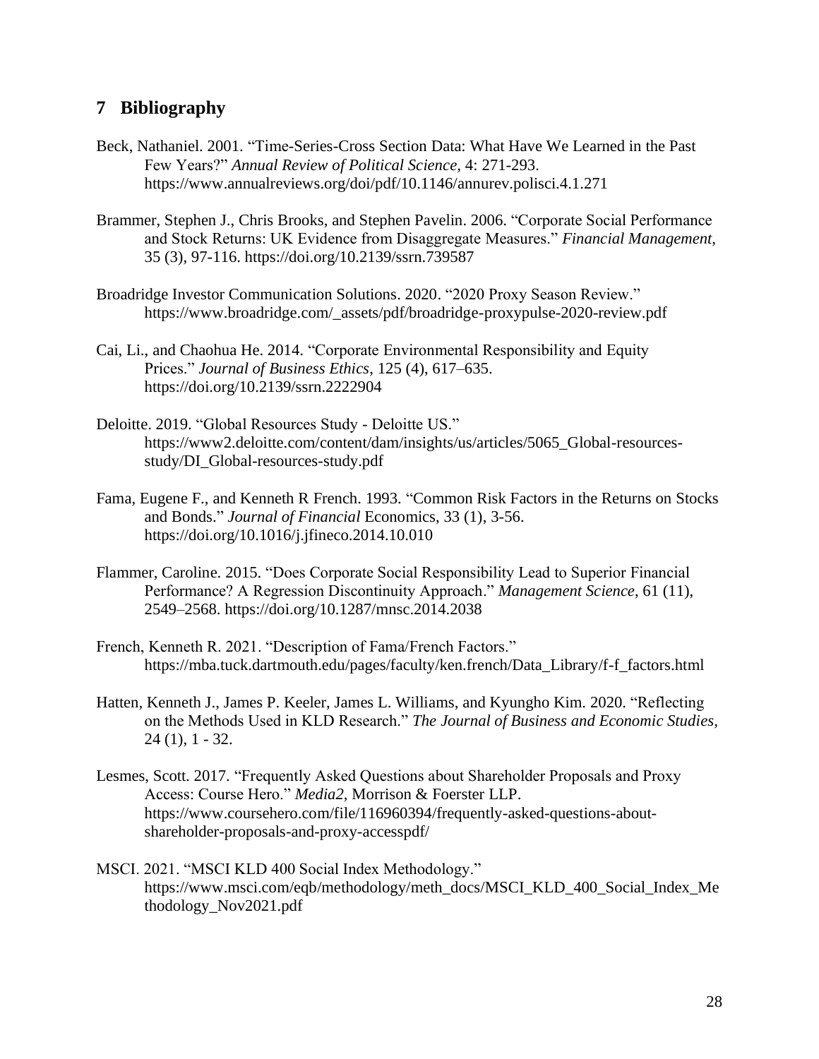## 7 Bibliography

Beck, Nathaniel. 2001. "Time-Series-Cross Section Data: What Have We Learned in the Past Few Years?" *Annual Review of Political Science*, 4: 271-293. https://www.annualreviews.org/doi/pdf/10.1146/annurev.polisci.4.1.271

Brammer, Stephen J., Chris Brooks, and Stephen Pavelin. 2006. "Corporate Social Performance and Stock Returns: UK Evidence from Disaggregate Measures." *Financial Management*, 35 (3), 97-116. https://doi.org/10.2139/ssrn.739587

Broadridge Investor Communication Solutions. 2020. "2020 Proxy Season Review." https://www.broadridge.com/_assets/pdf/broadridge-proxypulse-2020-review.pdf

Cai, Li., and Chaohua He. 2014. "Corporate Environmental Responsibility and Equity Prices." *Journal of Business Ethics*, 125 (4), 617–635. https://doi.org/10.2139/ssrn.2222904

Deloitte. 2019. "Global Resources Study - Deloitte US." https://www2.deloitte.com/content/dam/insights/us/articles/5065_Global-resources-study/DI_Global-resources-study.pdf

Fama, Eugene F., and Kenneth R French. 1993. "Common Risk Factors in the Returns on Stocks and Bonds." *Journal of Financial* Economics, 33 (1), 3-56. https://doi.org/10.1016/j.jfineco.2014.10.010

Flammer, Caroline. 2015. "Does Corporate Social Responsibility Lead to Superior Financial Performance? A Regression Discontinuity Approach." *Management Science*, 61 (11), 2549–2568. https://doi.org/10.1287/mnsc.2014.2038

French, Kenneth R. 2021. "Description of Fama/French Factors." https://mba.tuck.dartmouth.edu/pages/faculty/ken.french/Data_Library/f-f_factors.html

Hatten, Kenneth J., James P. Keeler, James L. Williams, and Kyungho Kim. 2020. "Reflecting on the Methods Used in KLD Research." *The Journal of Business and Economic Studies*, 24 (1), 1 - 32.

Lesmes, Scott. 2017. "Frequently Asked Questions about Shareholder Proposals and Proxy Access: Course Hero." *Media2*, Morrison & Foerster LLP. https://www.coursehero.com/file/116960394/frequently-asked-questions-about-shareholder-proposals-and-proxy-accesspdf/

MSCI. 2021. "MSCI KLD 400 Social Index Methodology." https://www.msci.com/eqb/methodology/meth_docs/MSCI_KLD_400_Social_Index_Methodology_Nov2021.pdf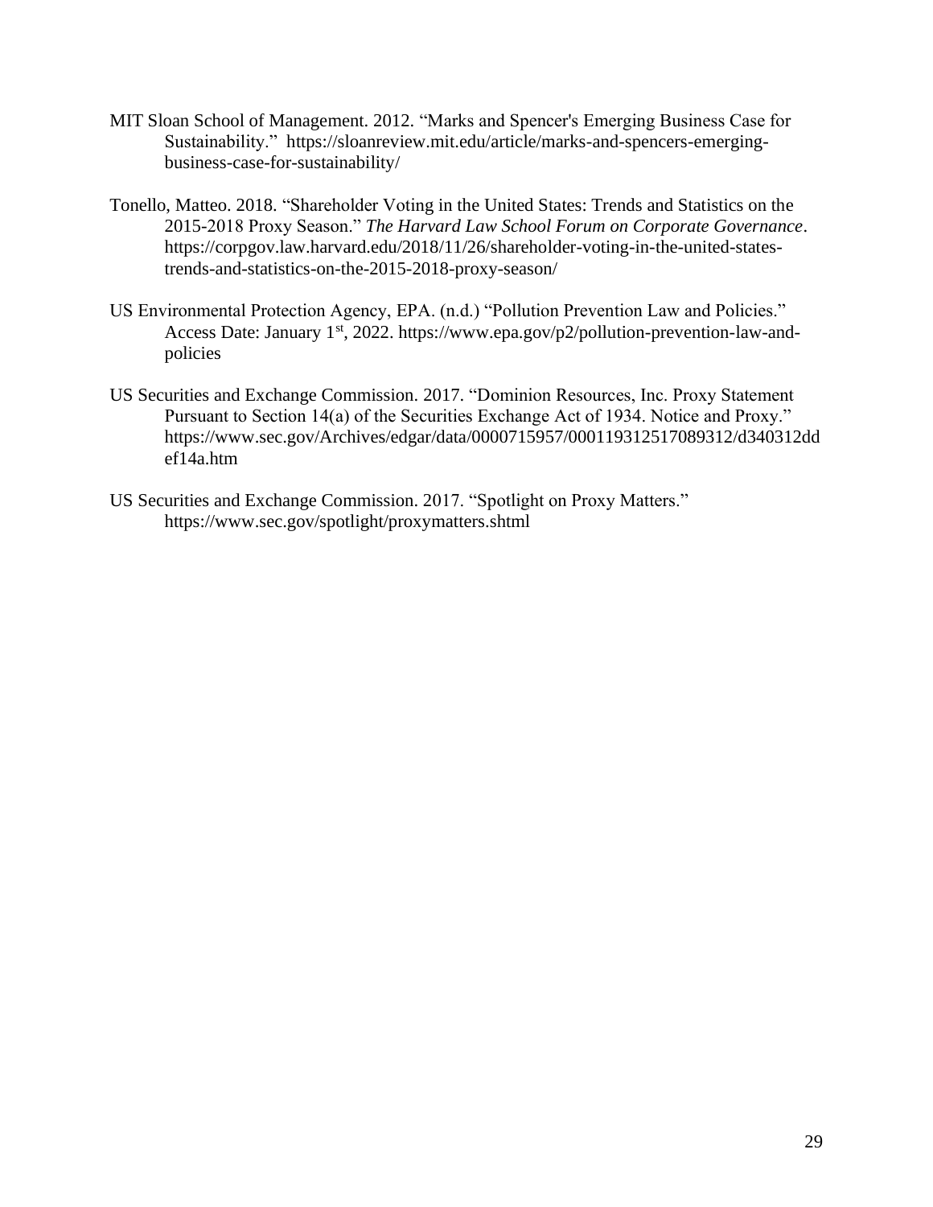MIT Sloan School of Management. 2012. "Marks and Spencer's Emerging Business Case for Sustainability." https://sloanreview.mit.edu/article/marks-and-spencers-emerging-business-case-for-sustainability/

Tonello, Matteo. 2018. "Shareholder Voting in the United States: Trends and Statistics on the 2015-2018 Proxy Season." *The Harvard Law School Forum on Corporate Governance*. https://corpgov.law.harvard.edu/2018/11/26/shareholder-voting-in-the-united-states-trends-and-statistics-on-the-2015-2018-proxy-season/

US Environmental Protection Agency, EPA. (n.d.) "Pollution Prevention Law and Policies." Access Date: January 1st, 2022. https://www.epa.gov/p2/pollution-prevention-law-and-policies

US Securities and Exchange Commission. 2017. "Dominion Resources, Inc. Proxy Statement Pursuant to Section 14(a) of the Securities Exchange Act of 1934. Notice and Proxy." https://www.sec.gov/Archives/edgar/data/0000715957/000119312517089312/d340312ddef14a.htm

US Securities and Exchange Commission. 2017. "Spotlight on Proxy Matters." https://www.sec.gov/spotlight/proxymatters.shtml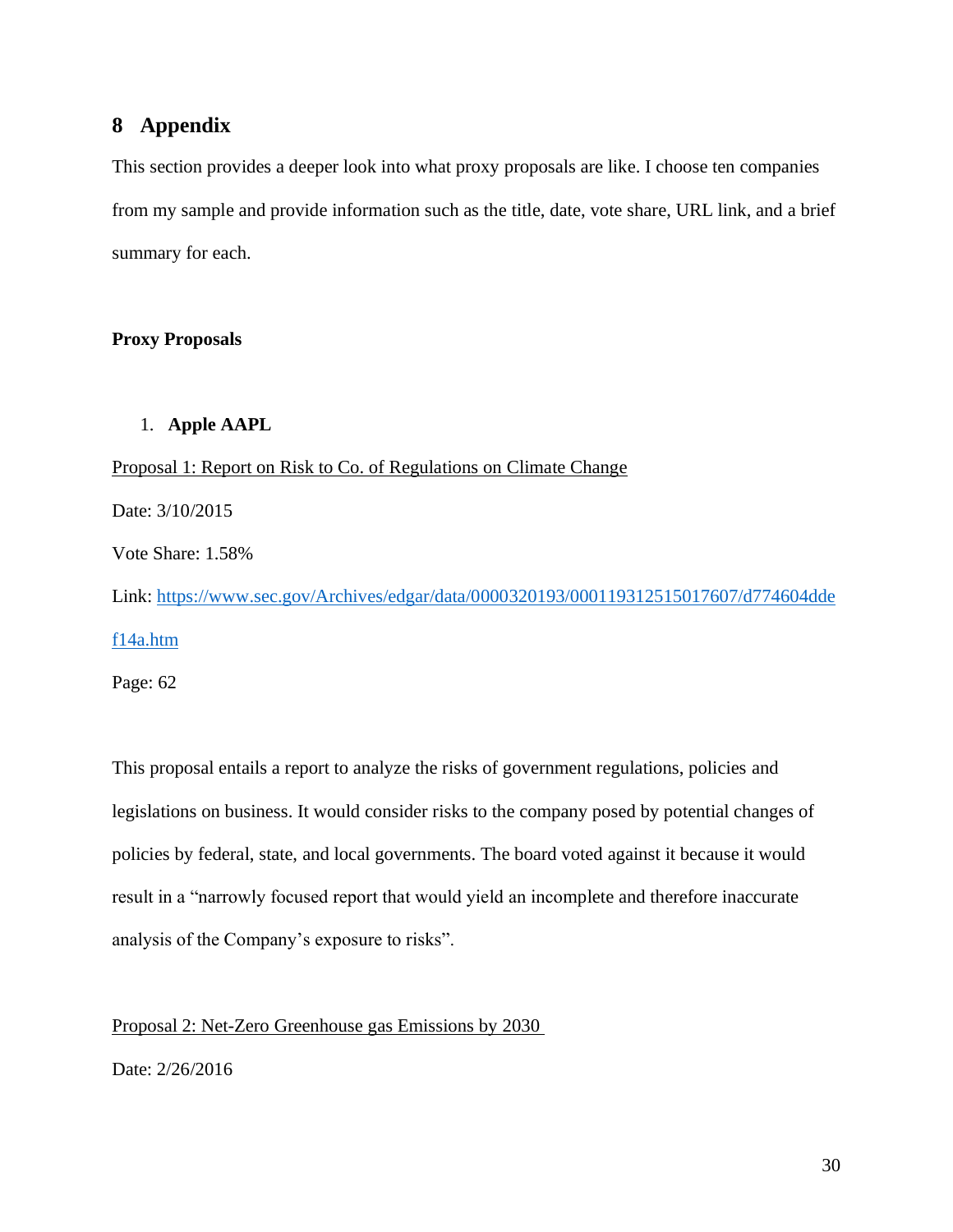## 8 Appendix

This section provides a deeper look into what proxy proposals are like. I choose ten companies from my sample and provide information such as the title, date, vote share, URL link, and a brief summary for each.

**Proxy Proposals**

1. **Apple AAPL**

<u>Proposal 1: Report on Risk to Co. of Regulations on Climate Change</u>

Date: 3/10/2015

Vote Share: 1.58%

Link: [https://www.sec.gov/Archives/edgar/data/0000320193/000119312515017607/d774604ddef14a.htm](https://www.sec.gov/Archives/edgar/data/0000320193/000119312515017607/d774604ddef14a.htm)

Page: 62

This proposal entails a report to analyze the risks of government regulations, policies and legislations on business. It would consider risks to the company posed by potential changes of policies by federal, state, and local governments. The board voted against it because it would result in a "narrowly focused report that would yield an incomplete and therefore inaccurate analysis of the Company's exposure to risks".

<u>Proposal 2: Net-Zero Greenhouse gas Emissions by 2030</u>

Date: 2/26/2016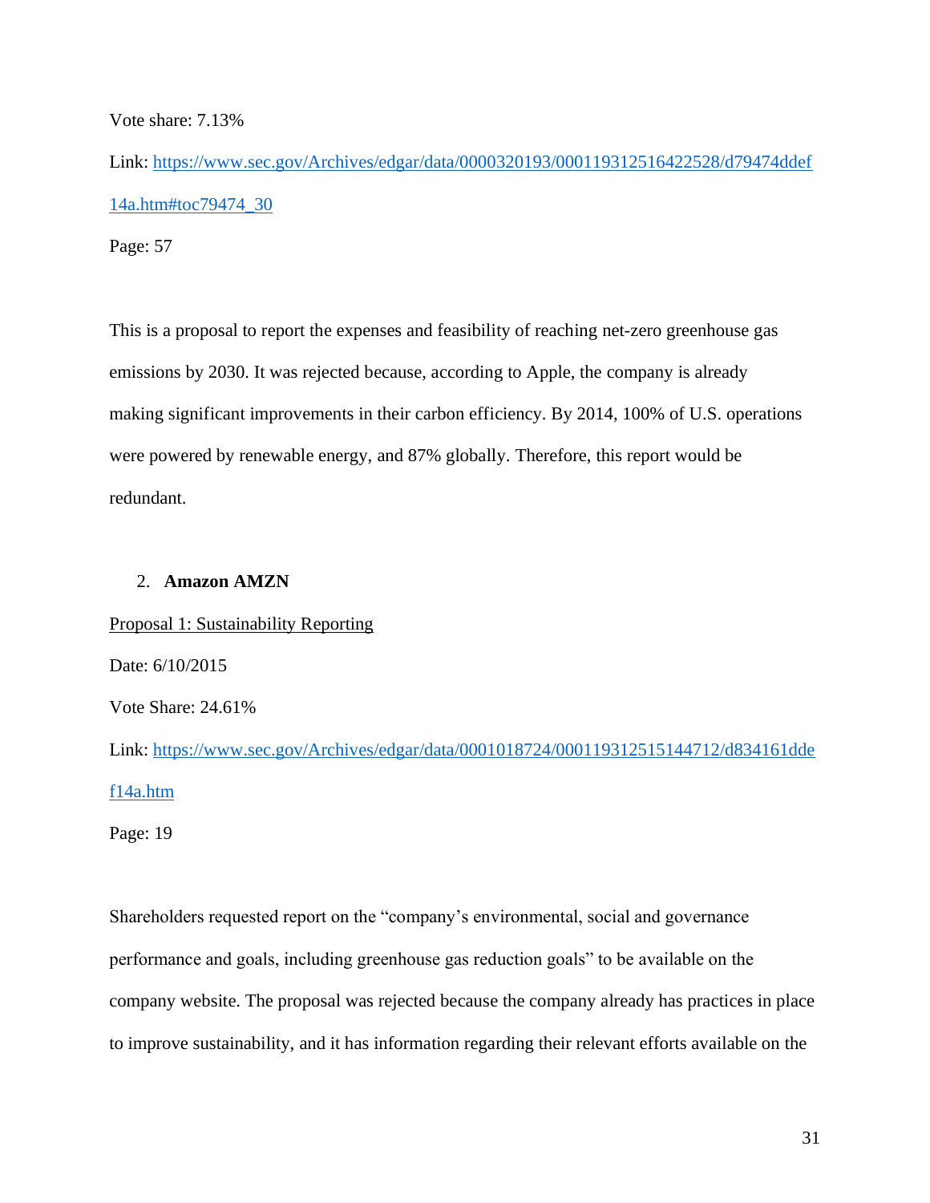Vote share: 7.13%

Link: https://www.sec.gov/Archives/edgar/data/0000320193/000119312516422528/d79474ddef14a.htm#toc79474_30

Page: 57

This is a proposal to report the expenses and feasibility of reaching net-zero greenhouse gas emissions by 2030. It was rejected because, according to Apple, the company is already making significant improvements in their carbon efficiency. By 2014, 100% of U.S. operations were powered by renewable energy, and 87% globally. Therefore, this report would be redundant.

2. **Amazon AMZN**

Proposal 1: Sustainability Reporting

Date: 6/10/2015

Vote Share: 24.61%

Link: https://www.sec.gov/Archives/edgar/data/0001018724/000119312515144712/d834161ddef14a.htm

Page: 19

Shareholders requested report on the "company's environmental, social and governance performance and goals, including greenhouse gas reduction goals" to be available on the company website. The proposal was rejected because the company already has practices in place to improve sustainability, and it has information regarding their relevant efforts available on the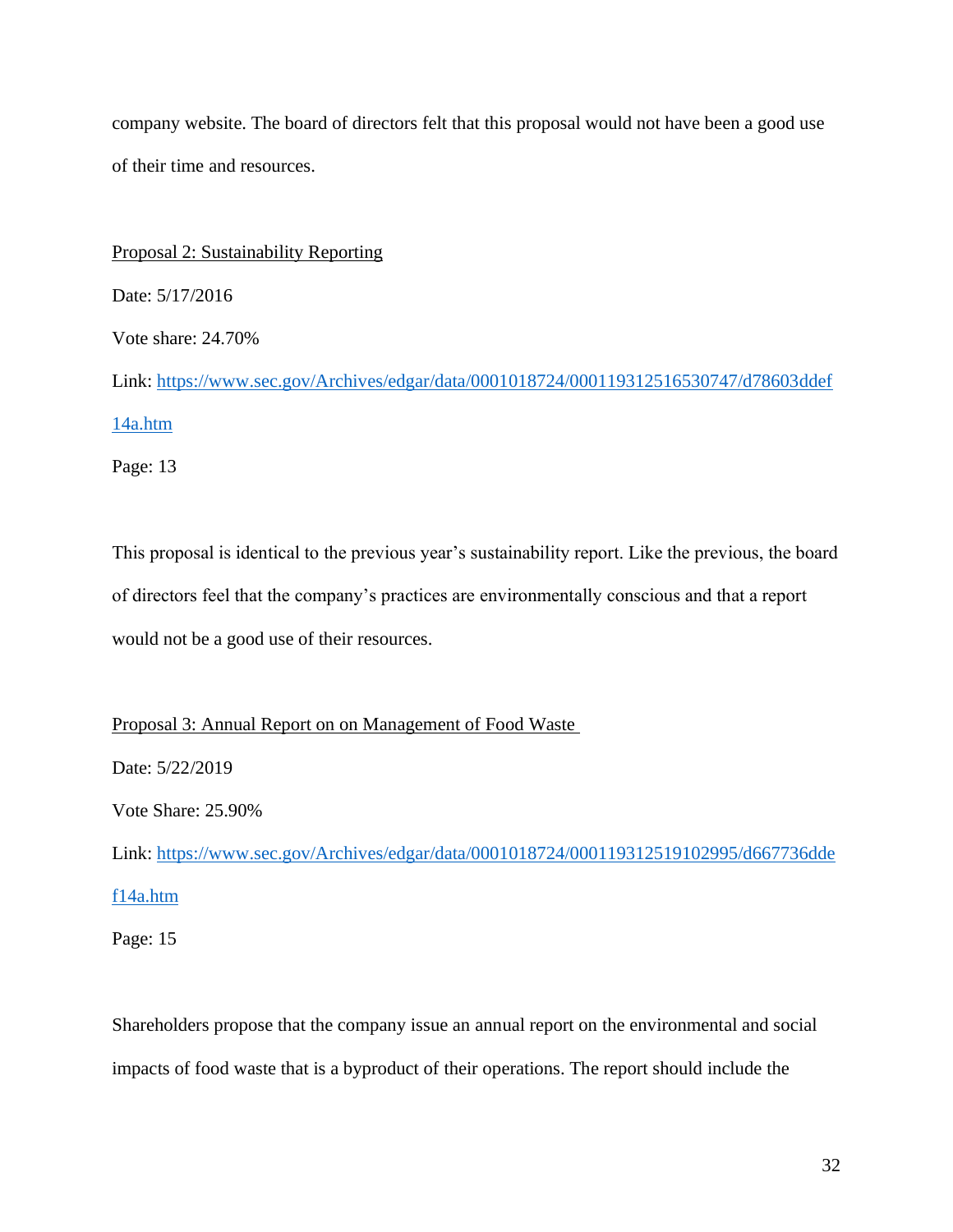company website. The board of directors felt that this proposal would not have been a good use of their time and resources.

Proposal 2: Sustainability Reporting

Date: 5/17/2016

Vote share: 24.70%

Link: [https://www.sec.gov/Archives/edgar/data/0001018724/000119312516530747/d78603ddef14a.htm](https://www.sec.gov/Archives/edgar/data/0001018724/000119312516530747/d78603ddef14a.htm)

Page: 13

This proposal is identical to the previous year's sustainability report. Like the previous, the board of directors feel that the company's practices are environmentally conscious and that a report would not be a good use of their resources.

Proposal 3: Annual Report on on Management of Food Waste

Date: 5/22/2019

Vote Share: 25.90%

Link: [https://www.sec.gov/Archives/edgar/data/0001018724/000119312519102995/d667736ddef14a.htm](https://www.sec.gov/Archives/edgar/data/0001018724/000119312519102995/d667736ddef14a.htm)

Page: 15

Shareholders propose that the company issue an annual report on the environmental and social impacts of food waste that is a byproduct of their operations. The report should include the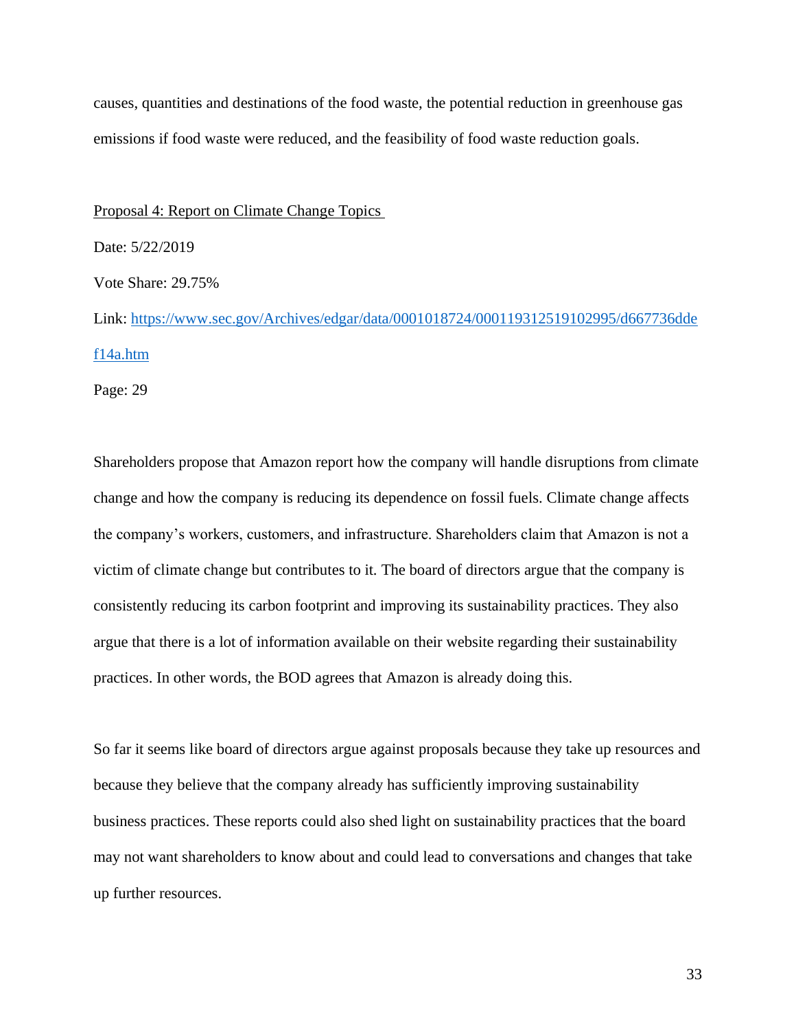causes, quantities and destinations of the food waste, the potential reduction in greenhouse gas emissions if food waste were reduced, and the feasibility of food waste reduction goals.

Proposal 4: Report on Climate Change Topics

Date: 5/22/2019

Vote Share: 29.75%

Link: [https://www.sec.gov/Archives/edgar/data/0001018724/000119312519102995/d667736ddef14a.htm](https://www.sec.gov/Archives/edgar/data/0001018724/000119312519102995/d667736ddef14a.htm)

Page: 29

Shareholders propose that Amazon report how the company will handle disruptions from climate change and how the company is reducing its dependence on fossil fuels. Climate change affects the company's workers, customers, and infrastructure. Shareholders claim that Amazon is not a victim of climate change but contributes to it. The board of directors argue that the company is consistently reducing its carbon footprint and improving its sustainability practices. They also argue that there is a lot of information available on their website regarding their sustainability practices. In other words, the BOD agrees that Amazon is already doing this.

So far it seems like board of directors argue against proposals because they take up resources and because they believe that the company already has sufficiently improving sustainability business practices. These reports could also shed light on sustainability practices that the board may not want shareholders to know about and could lead to conversations and changes that take up further resources.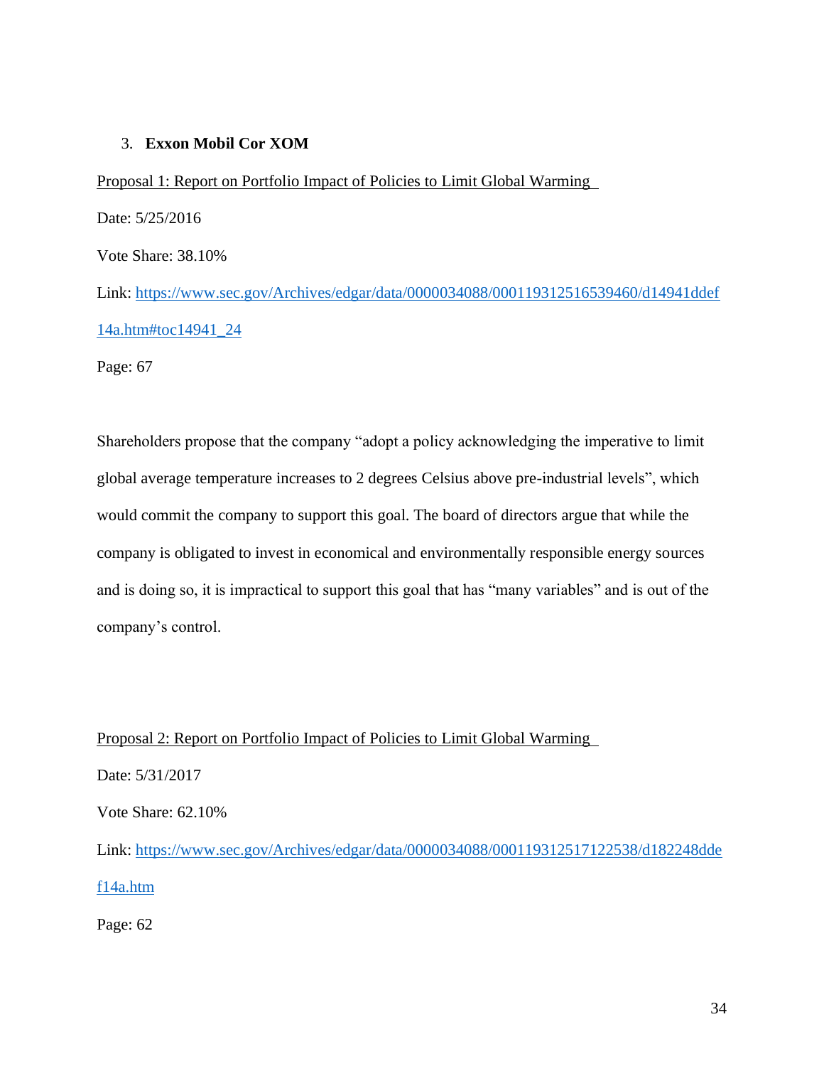3. **Exxon Mobil Cor XOM**

Proposal 1: Report on Portfolio Impact of Policies to Limit Global Warming

Date: 5/25/2016

Vote Share: 38.10%

Link: [https://www.sec.gov/Archives/edgar/data/0000034088/000119312516539460/d14941ddef14a.htm#toc14941_24](https://www.sec.gov/Archives/edgar/data/0000034088/000119312516539460/d14941ddef14a.htm#toc14941_24)

Page: 67

Shareholders propose that the company "adopt a policy acknowledging the imperative to limit global average temperature increases to 2 degrees Celsius above pre-industrial levels", which would commit the company to support this goal. The board of directors argue that while the company is obligated to invest in economical and environmentally responsible energy sources and is doing so, it is impractical to support this goal that has "many variables" and is out of the company's control.

Proposal 2: Report on Portfolio Impact of Policies to Limit Global Warming

Date: 5/31/2017

Vote Share: 62.10%

Link: [https://www.sec.gov/Archives/edgar/data/0000034088/000119312517122538/d182248ddef14a.htm](https://www.sec.gov/Archives/edgar/data/0000034088/000119312517122538/d182248ddef14a.htm)

Page: 62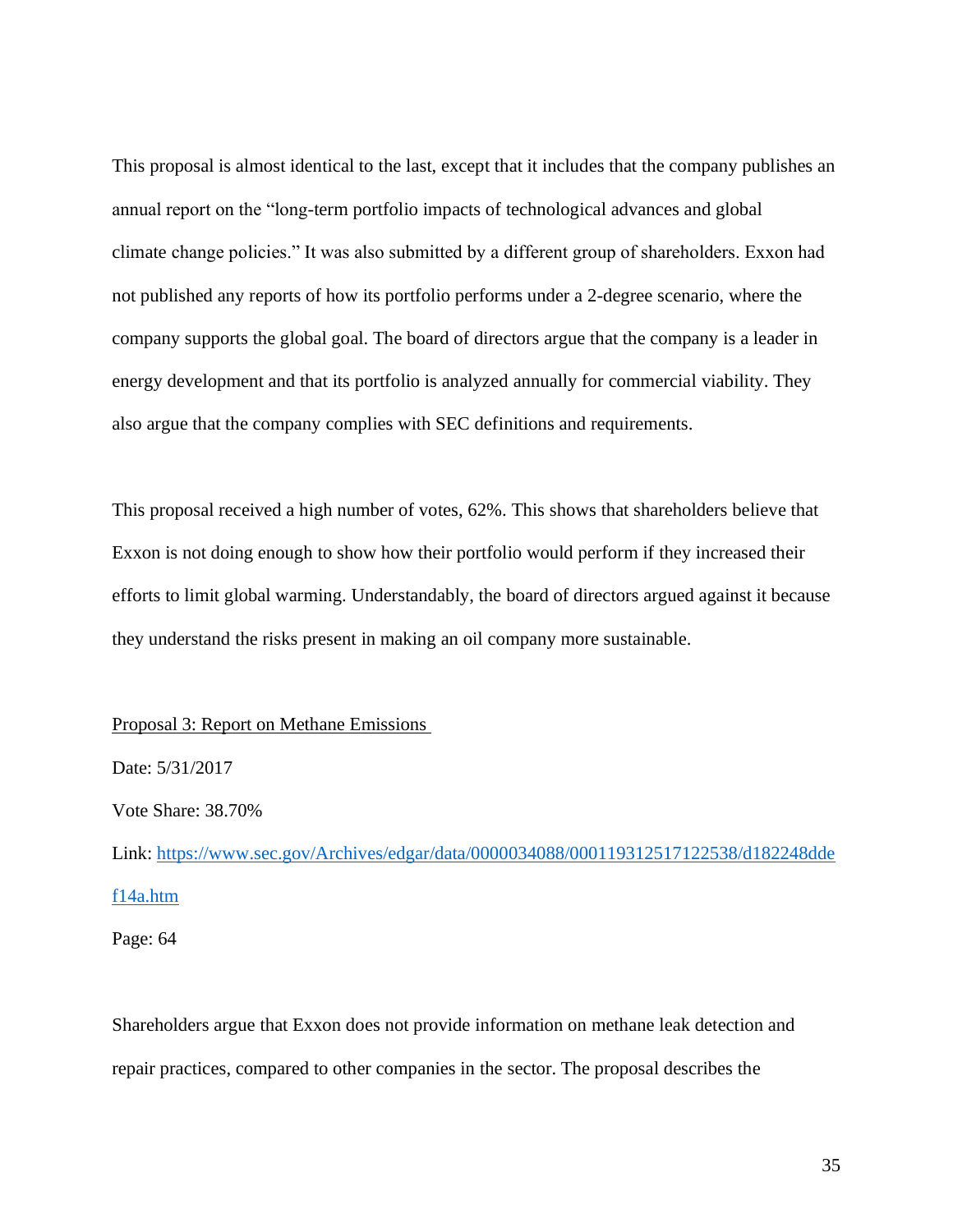This proposal is almost identical to the last, except that it includes that the company publishes an annual report on the "long-term portfolio impacts of technological advances and global climate change policies." It was also submitted by a different group of shareholders. Exxon had not published any reports of how its portfolio performs under a 2-degree scenario, where the company supports the global goal. The board of directors argue that the company is a leader in energy development and that its portfolio is analyzed annually for commercial viability. They also argue that the company complies with SEC definitions and requirements.

This proposal received a high number of votes, 62%. This shows that shareholders believe that Exxon is not doing enough to show how their portfolio would perform if they increased their efforts to limit global warming. Understandably, the board of directors argued against it because they understand the risks present in making an oil company more sustainable.

Proposal 3: Report on Methane Emissions

Date: 5/31/2017

Vote Share: 38.70%

Link: https://www.sec.gov/Archives/edgar/data/0000034088/000119312517122538/d182248ddef14a.htm

Page: 64

Shareholders argue that Exxon does not provide information on methane leak detection and repair practices, compared to other companies in the sector. The proposal describes the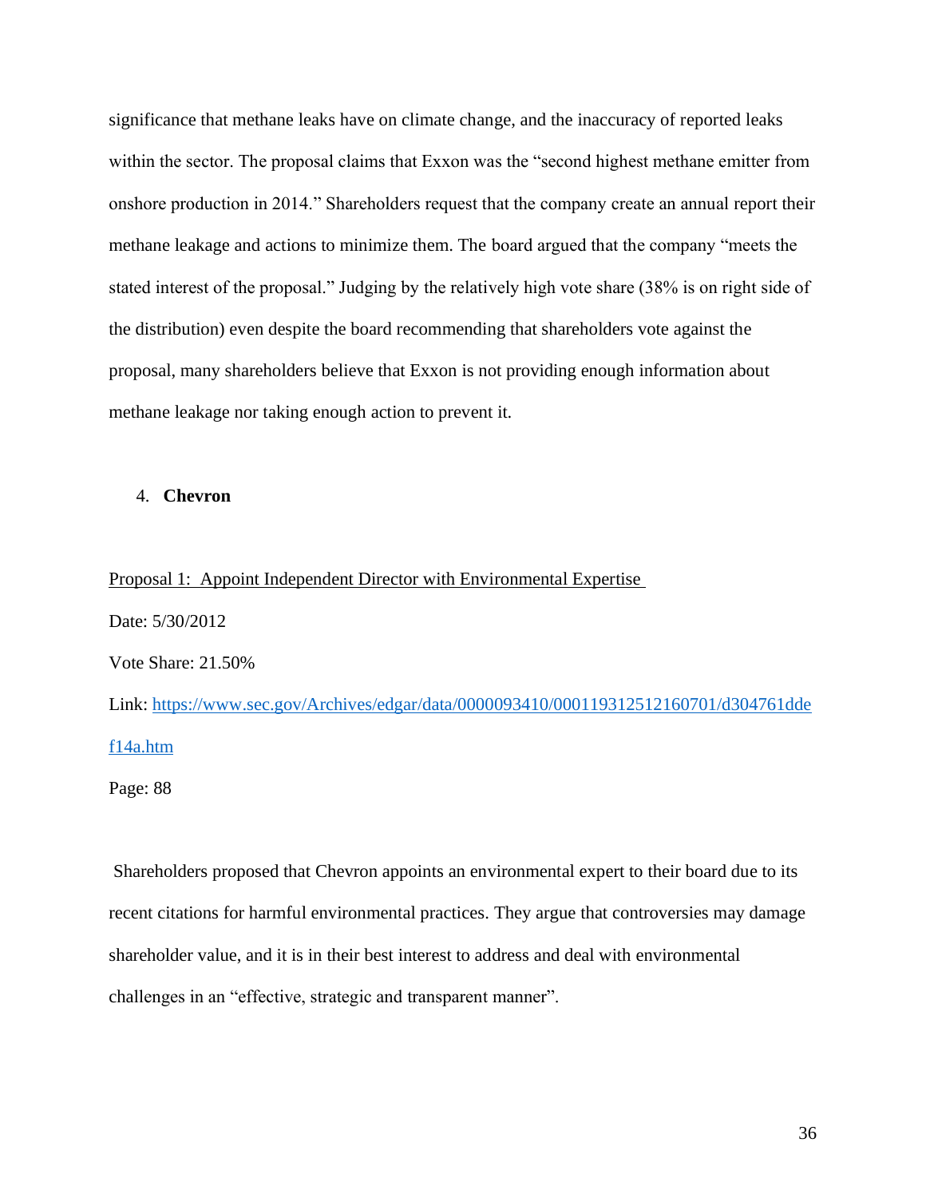significance that methane leaks have on climate change, and the inaccuracy of reported leaks within the sector. The proposal claims that Exxon was the "second highest methane emitter from onshore production in 2014." Shareholders request that the company create an annual report their methane leakage and actions to minimize them. The board argued that the company "meets the stated interest of the proposal." Judging by the relatively high vote share (38% is on right side of the distribution) even despite the board recommending that shareholders vote against the proposal, many shareholders believe that Exxon is not providing enough information about methane leakage nor taking enough action to prevent it.

4. **Chevron**

Proposal 1: Appoint Independent Director with Environmental Expertise

Date: 5/30/2012

Vote Share: 21.50%

Link: [https://www.sec.gov/Archives/edgar/data/0000093410/000119312512160701/d304761ddef14a.htm](https://www.sec.gov/Archives/edgar/data/0000093410/000119312512160701/d304761ddef14a.htm)

Page: 88

Shareholders proposed that Chevron appoints an environmental expert to their board due to its recent citations for harmful environmental practices. They argue that controversies may damage shareholder value, and it is in their best interest to address and deal with environmental challenges in an "effective, strategic and transparent manner".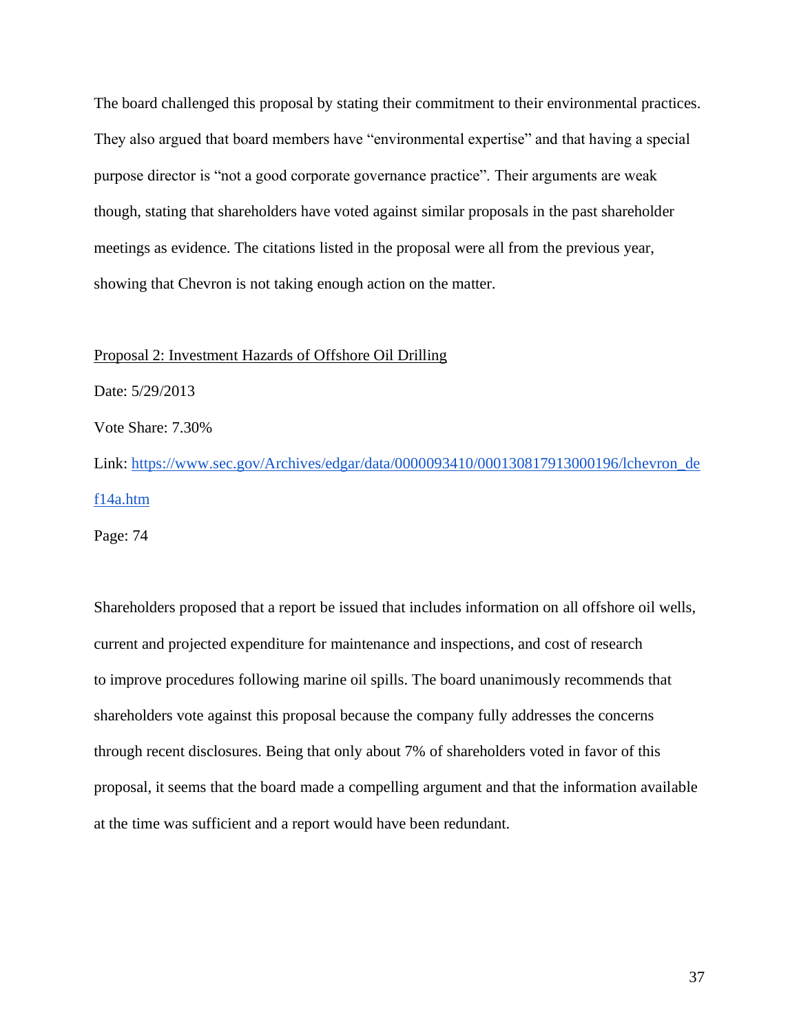The board challenged this proposal by stating their commitment to their environmental practices. They also argued that board members have "environmental expertise" and that having a special purpose director is "not a good corporate governance practice". Their arguments are weak though, stating that shareholders have voted against similar proposals in the past shareholder meetings as evidence. The citations listed in the proposal were all from the previous year, showing that Chevron is not taking enough action on the matter.

<u>Proposal 2: Investment Hazards of Offshore Oil Drilling</u>

Date: 5/29/2013

Vote Share: 7.30%

Link: [https://www.sec.gov/Archives/edgar/data/0000093410/000130817913000196/lchevron_def14a.htm](https://www.sec.gov/Archives/edgar/data/0000093410/000130817913000196/lchevron_def14a.htm)

Page: 74

Shareholders proposed that a report be issued that includes information on all offshore oil wells, current and projected expenditure for maintenance and inspections, and cost of research to improve procedures following marine oil spills. The board unanimously recommends that shareholders vote against this proposal because the company fully addresses the concerns through recent disclosures. Being that only about 7% of shareholders voted in favor of this proposal, it seems that the board made a compelling argument and that the information available at the time was sufficient and a report would have been redundant.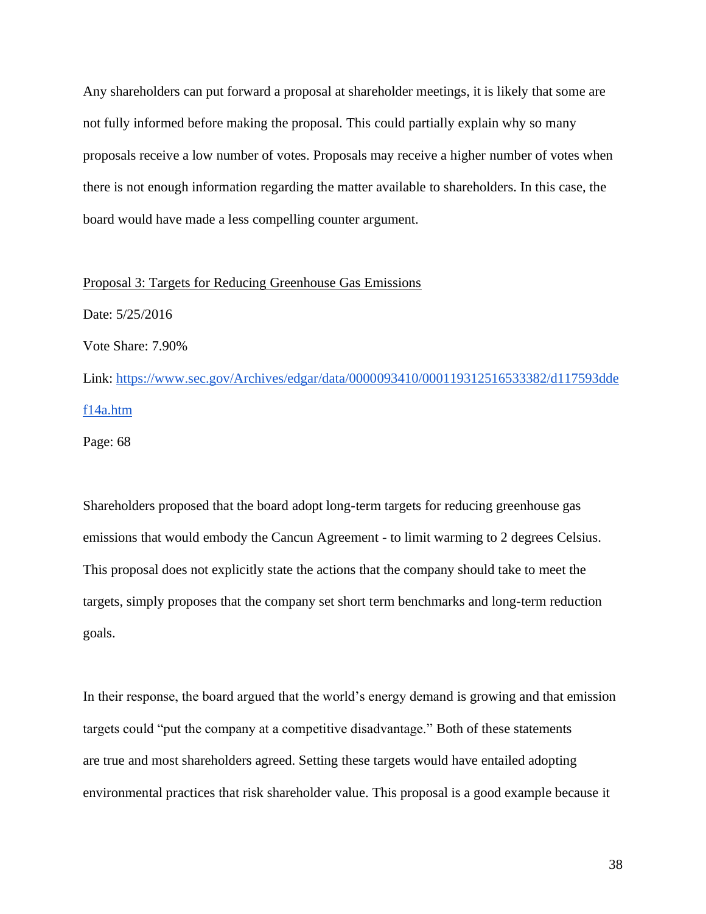Any shareholders can put forward a proposal at shareholder meetings, it is likely that some are not fully informed before making the proposal. This could partially explain why so many proposals receive a low number of votes. Proposals may receive a higher number of votes when there is not enough information regarding the matter available to shareholders. In this case, the board would have made a less compelling counter argument.

<u>Proposal 3: Targets for Reducing Greenhouse Gas Emissions</u>

Date: 5/25/2016

Vote Share: 7.90%

Link: [https://www.sec.gov/Archives/edgar/data/0000093410/000119312516533382/d117593ddef14a.htm](https://www.sec.gov/Archives/edgar/data/0000093410/000119312516533382/d117593ddef14a.htm)

Page: 68

Shareholders proposed that the board adopt long-term targets for reducing greenhouse gas emissions that would embody the Cancun Agreement - to limit warming to 2 degrees Celsius. This proposal does not explicitly state the actions that the company should take to meet the targets, simply proposes that the company set short term benchmarks and long-term reduction goals.

In their response, the board argued that the world's energy demand is growing and that emission targets could "put the company at a competitive disadvantage." Both of these statements are true and most shareholders agreed. Setting these targets would have entailed adopting environmental practices that risk shareholder value. This proposal is a good example because it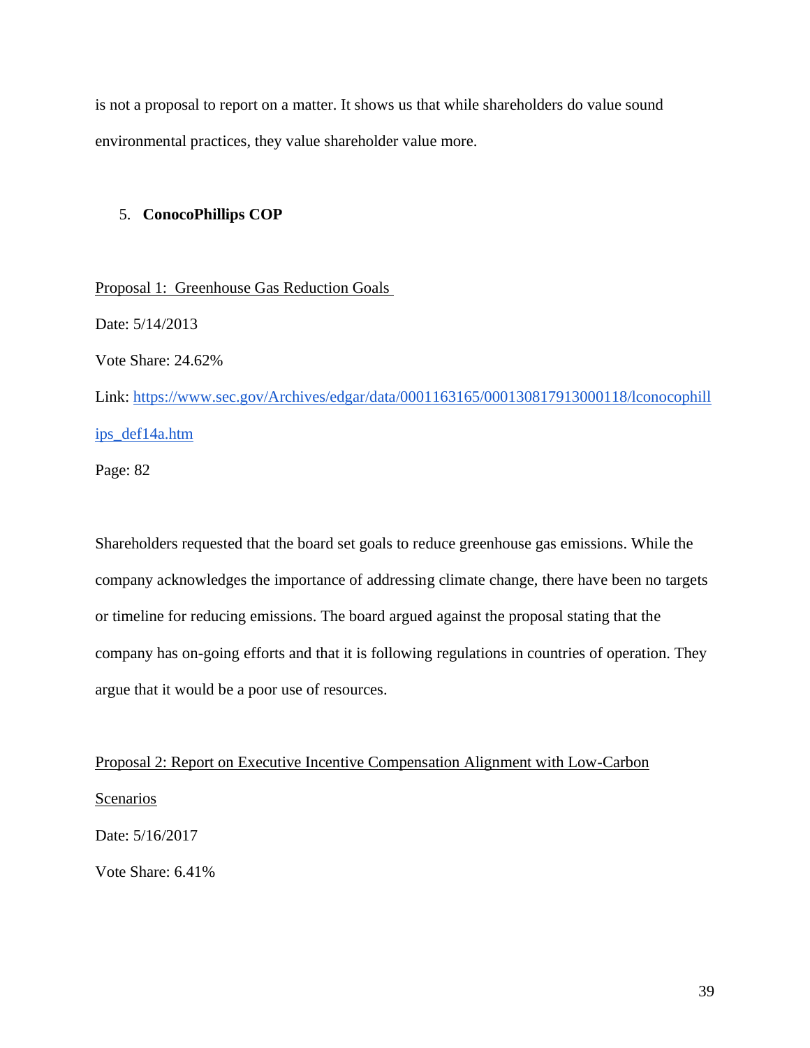is not a proposal to report on a matter. It shows us that while shareholders do value sound environmental practices, they value shareholder value more.

5. **ConocoPhillips COP**

Proposal 1: Greenhouse Gas Reduction Goals

Date: 5/14/2013

Vote Share: 24.62%

Link: https://www.sec.gov/Archives/edgar/data/0001163165/000130817913000118/lconocophillips_def14a.htm

Page: 82

Shareholders requested that the board set goals to reduce greenhouse gas emissions. While the company acknowledges the importance of addressing climate change, there have been no targets or timeline for reducing emissions. The board argued against the proposal stating that the company has on-going efforts and that it is following regulations in countries of operation. They argue that it would be a poor use of resources.

Proposal 2: Report on Executive Incentive Compensation Alignment with Low-Carbon Scenarios

Date: 5/16/2017

Vote Share: 6.41%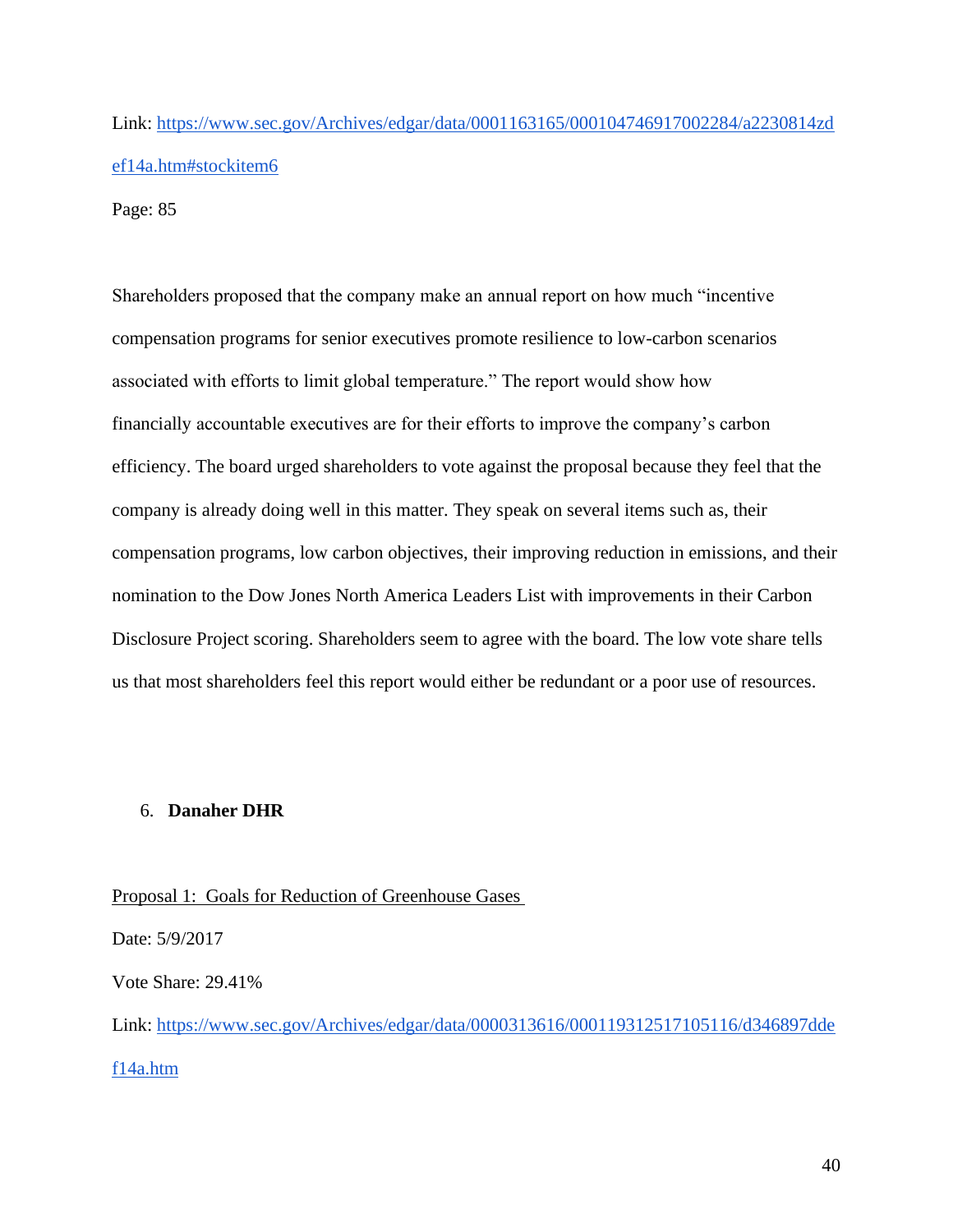Link: https://www.sec.gov/Archives/edgar/data/0001163165/000104746917002284/a2230814zdef14a.htm#stockitem6

Page: 85

Shareholders proposed that the company make an annual report on how much "incentive compensation programs for senior executives promote resilience to low-carbon scenarios associated with efforts to limit global temperature." The report would show how financially accountable executives are for their efforts to improve the company's carbon efficiency. The board urged shareholders to vote against the proposal because they feel that the company is already doing well in this matter. They speak on several items such as, their compensation programs, low carbon objectives, their improving reduction in emissions, and their nomination to the Dow Jones North America Leaders List with improvements in their Carbon Disclosure Project scoring. Shareholders seem to agree with the board. The low vote share tells us that most shareholders feel this report would either be redundant or a poor use of resources.

6. **Danaher DHR**

Proposal 1: Goals for Reduction of Greenhouse Gases

Date: 5/9/2017

Vote Share: 29.41%

Link: https://www.sec.gov/Archives/edgar/data/0000313616/000119312517105116/d346897ddef14a.htm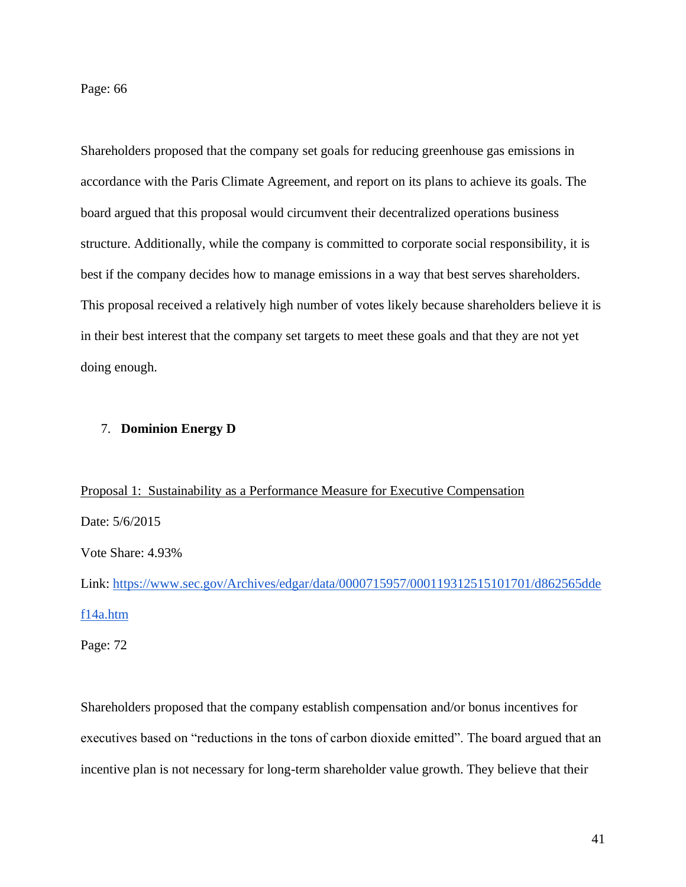Page: 66

Shareholders proposed that the company set goals for reducing greenhouse gas emissions in accordance with the Paris Climate Agreement, and report on its plans to achieve its goals. The board argued that this proposal would circumvent their decentralized operations business structure. Additionally, while the company is committed to corporate social responsibility, it is best if the company decides how to manage emissions in a way that best serves shareholders. This proposal received a relatively high number of votes likely because shareholders believe it is in their best interest that the company set targets to meet these goals and that they are not yet doing enough.

7. **Dominion Energy D**

<u>Proposal 1: Sustainability as a Performance Measure for Executive Compensation</u>

Date: 5/6/2015

Vote Share: 4.93%

Link: [https://www.sec.gov/Archives/edgar/data/0000715957/000119312515101701/d862565ddef14a.htm](https://www.sec.gov/Archives/edgar/data/0000715957/000119312515101701/d862565ddef14a.htm)

Page: 72

Shareholders proposed that the company establish compensation and/or bonus incentives for executives based on "reductions in the tons of carbon dioxide emitted". The board argued that an incentive plan is not necessary for long-term shareholder value growth. They believe that their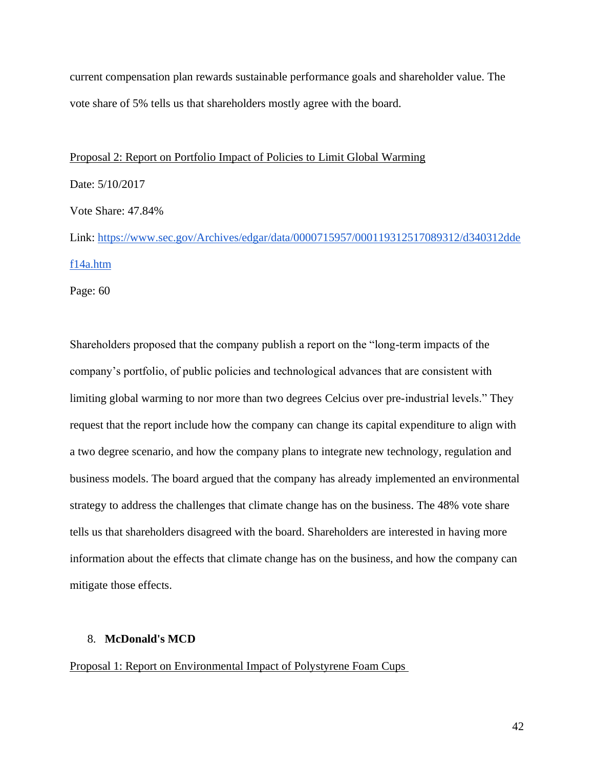current compensation plan rewards sustainable performance goals and shareholder value. The vote share of 5% tells us that shareholders mostly agree with the board.

<u>Proposal 2: Report on Portfolio Impact of Policies to Limit Global Warming</u>

Date: 5/10/2017

Vote Share: 47.84%

Link: https://www.sec.gov/Archives/edgar/data/0000715957/000119312517089312/d340312ddef14a.htm

Page: 60

Shareholders proposed that the company publish a report on the "long-term impacts of the company's portfolio, of public policies and technological advances that are consistent with limiting global warming to nor more than two degrees Celcius over pre-industrial levels." They request that the report include how the company can change its capital expenditure to align with a two degree scenario, and how the company plans to integrate new technology, regulation and business models. The board argued that the company has already implemented an environmental strategy to address the challenges that climate change has on the business. The 48% vote share tells us that shareholders disagreed with the board. Shareholders are interested in having more information about the effects that climate change has on the business, and how the company can mitigate those effects.

8. **McDonald's MCD**

<u>Proposal 1: Report on Environmental Impact of Polystyrene Foam Cups</u>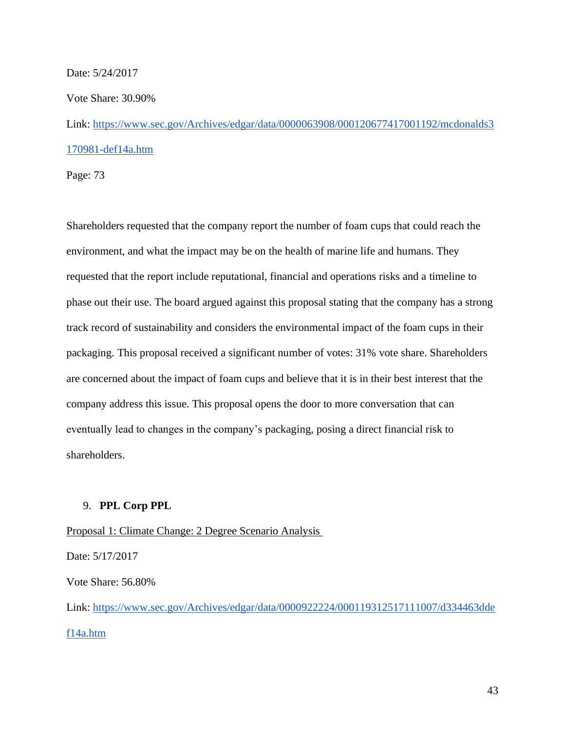Date: 5/24/2017

Vote Share: 30.90%

Link: [https://www.sec.gov/Archives/edgar/data/0000063908/000120677417001192/mcdonalds3170981-def14a.htm](https://www.sec.gov/Archives/edgar/data/0000063908/000120677417001192/mcdonalds3170981-def14a.htm)

Page: 73

Shareholders requested that the company report the number of foam cups that could reach the environment, and what the impact may be on the health of marine life and humans. They requested that the report include reputational, financial and operations risks and a timeline to phase out their use. The board argued against this proposal stating that the company has a strong track record of sustainability and considers the environmental impact of the foam cups in their packaging. This proposal received a significant number of votes: 31% vote share. Shareholders are concerned about the impact of foam cups and believe that it is in their best interest that the company address this issue. This proposal opens the door to more conversation that can eventually lead to changes in the company's packaging, posing a direct financial risk to shareholders.

9. **PPL Corp PPL**

<u>Proposal 1: Climate Change: 2 Degree Scenario Analysis</u>

Date: 5/17/2017

Vote Share: 56.80%

Link: [https://www.sec.gov/Archives/edgar/data/0000922224/000119312517111007/d334463ddef14a.htm](https://www.sec.gov/Archives/edgar/data/0000922224/000119312517111007/d334463ddef14a.htm)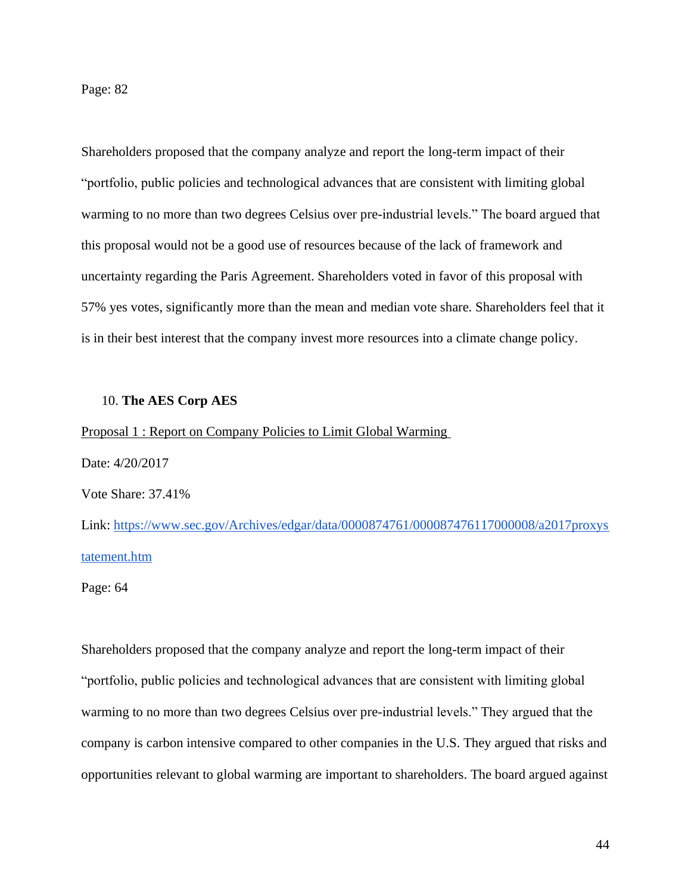Page: 82

Shareholders proposed that the company analyze and report the long-term impact of their "portfolio, public policies and technological advances that are consistent with limiting global warming to no more than two degrees Celsius over pre-industrial levels." The board argued that this proposal would not be a good use of resources because of the lack of framework and uncertainty regarding the Paris Agreement. Shareholders voted in favor of this proposal with 57% yes votes, significantly more than the mean and median vote share. Shareholders feel that it is in their best interest that the company invest more resources into a climate change policy.

10. **The AES Corp AES**

Proposal 1 : Report on Company Policies to Limit Global Warming

Date: 4/20/2017

Vote Share: 37.41%

Link: https://www.sec.gov/Archives/edgar/data/0000874761/000087476117000008/a2017proxystatement.htm

Page: 64

Shareholders proposed that the company analyze and report the long-term impact of their "portfolio, public policies and technological advances that are consistent with limiting global warming to no more than two degrees Celsius over pre-industrial levels." They argued that the company is carbon intensive compared to other companies in the U.S. They argued that risks and opportunities relevant to global warming are important to shareholders. The board argued against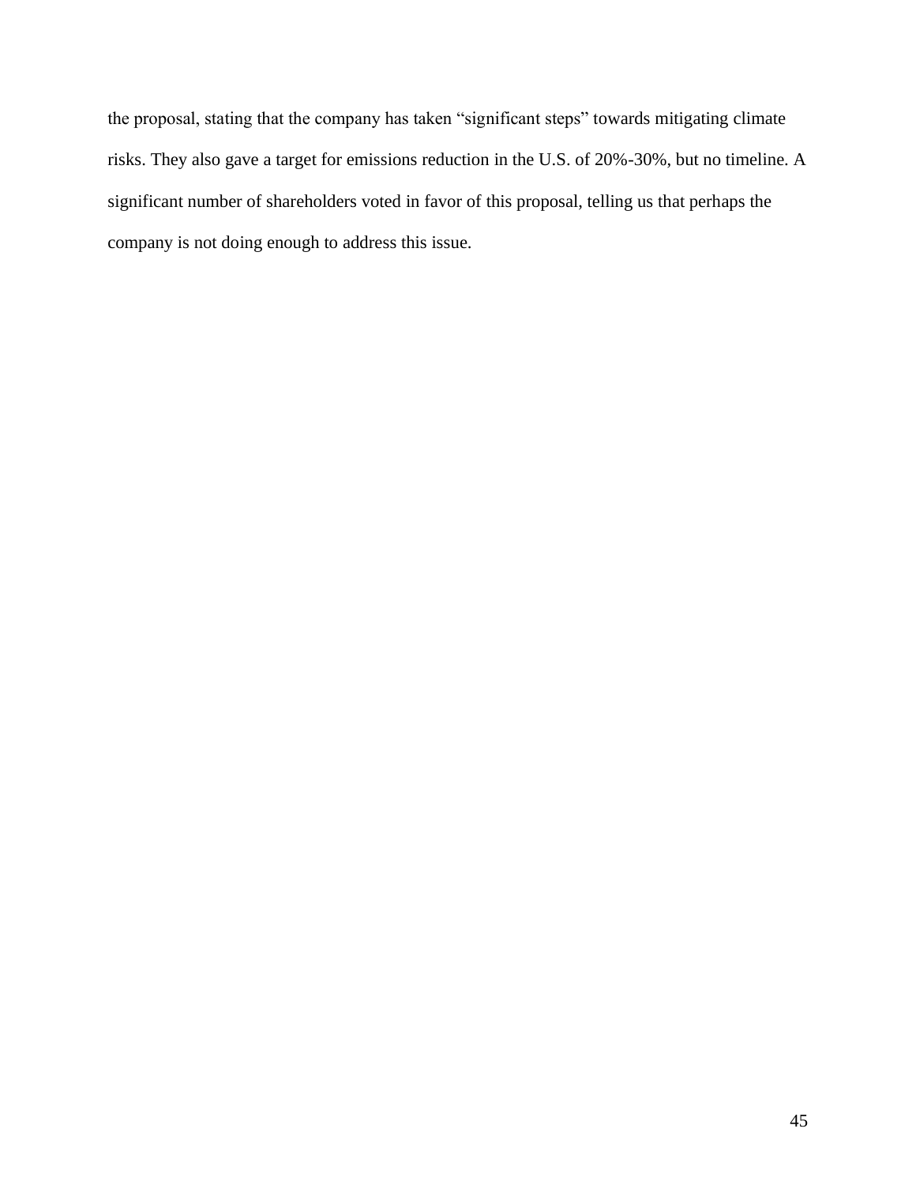the proposal, stating that the company has taken "significant steps" towards mitigating climate risks. They also gave a target for emissions reduction in the U.S. of 20%-30%, but no timeline. A significant number of shareholders voted in favor of this proposal, telling us that perhaps the company is not doing enough to address this issue.